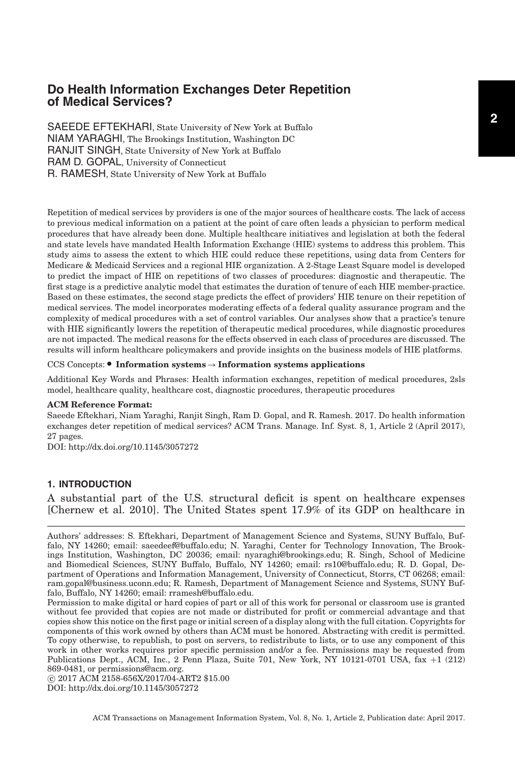# Do Health Information Exchanges Deter Repetition of Medical Services?

SAEEDE EFTEKHARI, State University of New York at Buffalo
NIAM YARAGHI, The Brookings Institution, Washington DC
RANJIT SINGH, State University of New York at Buffalo
RAM D. GOPAL, University of Connecticut
R. RAMESH, State University of New York at Buffalo

Repetition of medical services by providers is one of the major sources of healthcare costs. The lack of access to previous medical information on a patient at the point of care often leads a physician to perform medical procedures that have already been done. Multiple healthcare initiatives and legislation at both the federal and state levels have mandated Health Information Exchange (HIE) systems to address this problem. This study aims to assess the extent to which HIE could reduce these repetitions, using data from Centers for Medicare & Medicaid Services and a regional HIE organization. A 2-Stage Least Square model is developed to predict the impact of HIE on repetitions of two classes of procedures: diagnostic and therapeutic. The first stage is a predictive analytic model that estimates the duration of tenure of each HIE member-practice. Based on these estimates, the second stage predicts the effect of providers' HIE tenure on their repetition of medical services. The model incorporates moderating effects of a federal quality assurance program and the complexity of medical procedures with a set of control variables. Our analyses show that a practice's tenure with HIE significantly lowers the repetition of therapeutic medical procedures, while diagnostic procedures are not impacted. The medical reasons for the effects observed in each class of procedures are discussed. The results will inform healthcare policymakers and provide insights on the business models of HIE platforms.

CCS Concepts: • **Information systems → Information systems applications**

Additional Key Words and Phrases: Health information exchanges, repetition of medical procedures, 2sls model, healthcare quality, healthcare cost, diagnostic procedures, therapeutic procedures

**ACM Reference Format:**
Saeede Eftekhari, Niam Yaraghi, Ranjit Singh, Ram D. Gopal, and R. Ramesh. 2017. Do health information exchanges deter repetition of medical services? ACM Trans. Manage. Inf. Syst. 8, 1, Article 2 (April 2017), 27 pages.
DOI: http://dx.doi.org/10.1145/3057272

## 1. INTRODUCTION

A substantial part of the U.S. structural deficit is spent on healthcare expenses [Chernew et al. 2010]. The United States spent 17.9% of its GDP on healthcare in

---

Authors' addresses: S. Eftekhari, Department of Management Science and Systems, SUNY Buffalo, Buffalo, NY 14260; email: saeedeef@buffalo.edu; N. Yaraghi, Center for Technology Innovation, The Brookings Institution, Washington, DC 20036; email: nyaraghi@brookings.edu; R. Singh, School of Medicine and Biomedical Sciences, SUNY Buffalo, Buffalo, NY 14260; email: rs10@buffalo.edu; R. D. Gopal, Department of Operations and Information Management, University of Connecticut, Storrs, CT 06268; email: ram.gopal@business.uconn.edu; R. Ramesh, Department of Management Science and Systems, SUNY Buffalo, Buffalo, NY 14260; email: rramesh@buffalo.edu.

Permission to make digital or hard copies of part or all of this work for personal or classroom use is granted without fee provided that copies are not made or distributed for profit or commercial advantage and that copies show this notice on the first page or initial screen of a display along with the full citation. Copyrights for components of this work owned by others than ACM must be honored. Abstracting with credit is permitted. To copy otherwise, to republish, to post on servers, to redistribute to lists, or to use any component of this work in other works requires prior specific permission and/or a fee. Permissions may be requested from Publications Dept., ACM, Inc., 2 Penn Plaza, Suite 701, New York, NY 10121-0701 USA, fax +1 (212) 869-0481, or permissions@acm.org.

© 2017 ACM 2158-656X/2017/04-ART2 $15.00

DOI: http://dx.doi.org/10.1145/3057272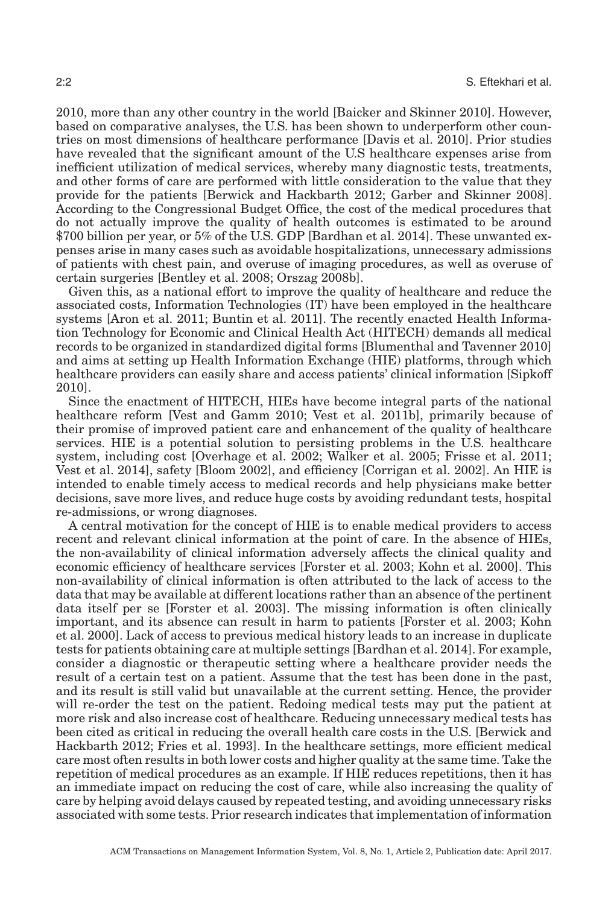2010, more than any other country in the world [Baicker and Skinner 2010]. However, based on comparative analyses, the U.S. has been shown to underperform other countries on most dimensions of healthcare performance [Davis et al. 2010]. Prior studies have revealed that the significant amount of the U.S healthcare expenses arise from inefficient utilization of medical services, whereby many diagnostic tests, treatments, and other forms of care are performed with little consideration to the value that they provide for the patients [Berwick and Hackbarth 2012; Garber and Skinner 2008]. According to the Congressional Budget Office, the cost of the medical procedures that do not actually improve the quality of health outcomes is estimated to be around $700 billion per year, or 5% of the U.S. GDP [Bardhan et al. 2014]. These unwanted expenses arise in many cases such as avoidable hospitalizations, unnecessary admissions of patients with chest pain, and overuse of imaging procedures, as well as overuse of certain surgeries [Bentley et al. 2008; Orszag 2008b].

Given this, as a national effort to improve the quality of healthcare and reduce the associated costs, Information Technologies (IT) have been employed in the healthcare systems [Aron et al. 2011; Buntin et al. 2011]. The recently enacted Health Information Technology for Economic and Clinical Health Act (HITECH) demands all medical records to be organized in standardized digital forms [Blumenthal and Tavenner 2010] and aims at setting up Health Information Exchange (HIE) platforms, through which healthcare providers can easily share and access patients' clinical information [Sipkoff 2010].

Since the enactment of HITECH, HIEs have become integral parts of the national healthcare reform [Vest and Gamm 2010; Vest et al. 2011b], primarily because of their promise of improved patient care and enhancement of the quality of healthcare services. HIE is a potential solution to persisting problems in the U.S. healthcare system, including cost [Overhage et al. 2002; Walker et al. 2005; Frisse et al. 2011; Vest et al. 2014], safety [Bloom 2002], and efficiency [Corrigan et al. 2002]. An HIE is intended to enable timely access to medical records and help physicians make better decisions, save more lives, and reduce huge costs by avoiding redundant tests, hospital re-admissions, or wrong diagnoses.

A central motivation for the concept of HIE is to enable medical providers to access recent and relevant clinical information at the point of care. In the absence of HIEs, the non-availability of clinical information adversely affects the clinical quality and economic efficiency of healthcare services [Forster et al. 2003; Kohn et al. 2000]. This non-availability of clinical information is often attributed to the lack of access to the data that may be available at different locations rather than an absence of the pertinent data itself per se [Forster et al. 2003]. The missing information is often clinically important, and its absence can result in harm to patients [Forster et al. 2003; Kohn et al. 2000]. Lack of access to previous medical history leads to an increase in duplicate tests for patients obtaining care at multiple settings [Bardhan et al. 2014]. For example, consider a diagnostic or therapeutic setting where a healthcare provider needs the result of a certain test on a patient. Assume that the test has been done in the past, and its result is still valid but unavailable at the current setting. Hence, the provider will re-order the test on the patient. Redoing medical tests may put the patient at more risk and also increase cost of healthcare. Reducing unnecessary medical tests has been cited as critical in reducing the overall health care costs in the U.S. [Berwick and Hackbarth 2012; Fries et al. 1993]. In the healthcare settings, more efficient medical care most often results in both lower costs and higher quality at the same time. Take the repetition of medical procedures as an example. If HIE reduces repetitions, then it has an immediate impact on reducing the cost of care, while also increasing the quality of care by helping avoid delays caused by repeated testing, and avoiding unnecessary risks associated with some tests. Prior research indicates that implementation of information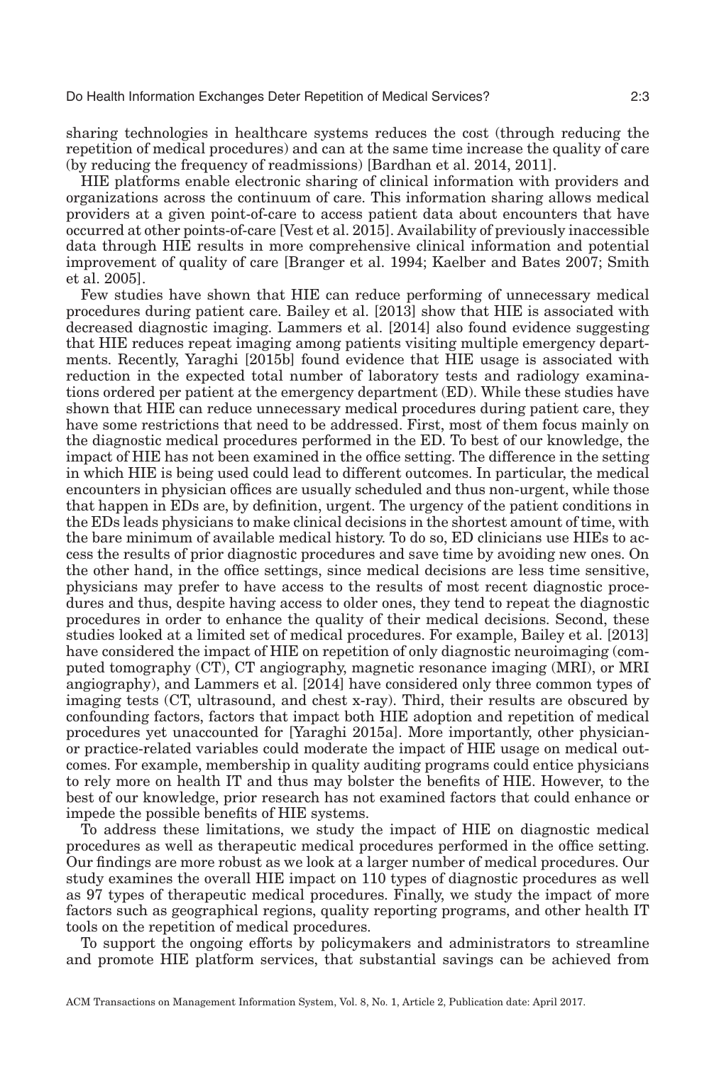sharing technologies in healthcare systems reduces the cost (through reducing the repetition of medical procedures) and can at the same time increase the quality of care (by reducing the frequency of readmissions) [Bardhan et al. 2014, 2011].

HIE platforms enable electronic sharing of clinical information with providers and organizations across the continuum of care. This information sharing allows medical providers at a given point-of-care to access patient data about encounters that have occurred at other points-of-care [Vest et al. 2015]. Availability of previously inaccessible data through HIE results in more comprehensive clinical information and potential improvement of quality of care [Branger et al. 1994; Kaelber and Bates 2007; Smith et al. 2005].

Few studies have shown that HIE can reduce performing of unnecessary medical procedures during patient care. Bailey et al. [2013] show that HIE is associated with decreased diagnostic imaging. Lammers et al. [2014] also found evidence suggesting that HIE reduces repeat imaging among patients visiting multiple emergency departments. Recently, Yaraghi [2015b] found evidence that HIE usage is associated with reduction in the expected total number of laboratory tests and radiology examinations ordered per patient at the emergency department (ED). While these studies have shown that HIE can reduce unnecessary medical procedures during patient care, they have some restrictions that need to be addressed. First, most of them focus mainly on the diagnostic medical procedures performed in the ED. To best of our knowledge, the impact of HIE has not been examined in the office setting. The difference in the setting in which HIE is being used could lead to different outcomes. In particular, the medical encounters in physician offices are usually scheduled and thus non-urgent, while those that happen in EDs are, by definition, urgent. The urgency of the patient conditions in the EDs leads physicians to make clinical decisions in the shortest amount of time, with the bare minimum of available medical history. To do so, ED clinicians use HIEs to access the results of prior diagnostic procedures and save time by avoiding new ones. On the other hand, in the office settings, since medical decisions are less time sensitive, physicians may prefer to have access to the results of most recent diagnostic procedures and thus, despite having access to older ones, they tend to repeat the diagnostic procedures in order to enhance the quality of their medical decisions. Second, these studies looked at a limited set of medical procedures. For example, Bailey et al. [2013] have considered the impact of HIE on repetition of only diagnostic neuroimaging (computed tomography (CT), CT angiography, magnetic resonance imaging (MRI), or MRI angiography), and Lammers et al. [2014] have considered only three common types of imaging tests (CT, ultrasound, and chest x-ray). Third, their results are obscured by confounding factors, factors that impact both HIE adoption and repetition of medical procedures yet unaccounted for [Yaraghi 2015a]. More importantly, other physician- or practice-related variables could moderate the impact of HIE usage on medical outcomes. For example, membership in quality auditing programs could entice physicians to rely more on health IT and thus may bolster the benefits of HIE. However, to the best of our knowledge, prior research has not examined factors that could enhance or impede the possible benefits of HIE systems.

To address these limitations, we study the impact of HIE on diagnostic medical procedures as well as therapeutic medical procedures performed in the office setting. Our findings are more robust as we look at a larger number of medical procedures. Our study examines the overall HIE impact on 110 types of diagnostic procedures as well as 97 types of therapeutic medical procedures. Finally, we study the impact of more factors such as geographical regions, quality reporting programs, and other health IT tools on the repetition of medical procedures.

To support the ongoing efforts by policymakers and administrators to streamline and promote HIE platform services, that substantial savings can be achieved from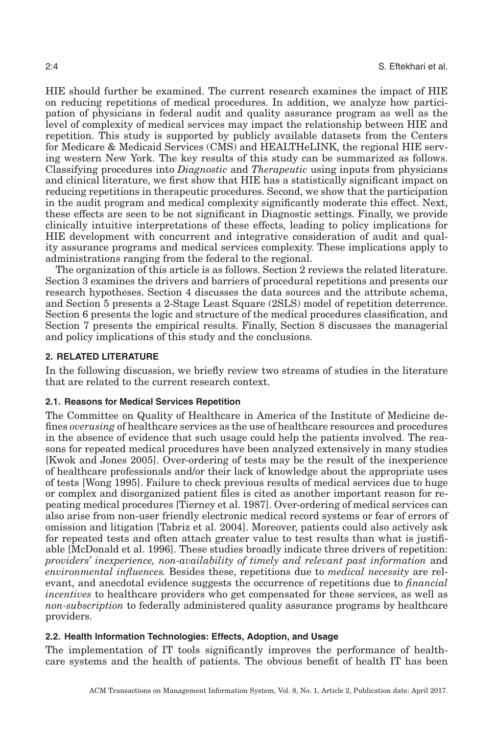HIE should further be examined. The current research examines the impact of HIE on reducing repetitions of medical procedures. In addition, we analyze how participation of physicians in federal audit and quality assurance program as well as the level of complexity of medical services may impact the relationship between HIE and repetition. This study is supported by publicly available datasets from the Centers for Medicare & Medicaid Services (CMS) and HEALTHeLINK, the regional HIE serving western New York. The key results of this study can be summarized as follows. Classifying procedures into *Diagnostic* and *Therapeutic* using inputs from physicians and clinical literature, we first show that HIE has a statistically significant impact on reducing repetitions in therapeutic procedures. Second, we show that the participation in the audit program and medical complexity significantly moderate this effect. Next, these effects are seen to be not significant in Diagnostic settings. Finally, we provide clinically intuitive interpretations of these effects, leading to policy implications for HIE development with concurrent and integrative consideration of audit and quality assurance programs and medical services complexity. These implications apply to administrations ranging from the federal to the regional.

The organization of this article is as follows. Section 2 reviews the related literature. Section 3 examines the drivers and barriers of procedural repetitions and presents our research hypotheses. Section 4 discusses the data sources and the attribute schema, and Section 5 presents a 2-Stage Least Square (2SLS) model of repetition deterrence. Section 6 presents the logic and structure of the medical procedures classification, and Section 7 presents the empirical results. Finally, Section 8 discusses the managerial and policy implications of this study and the conclusions.

## 2. RELATED LITERATURE

In the following discussion, we briefly review two streams of studies in the literature that are related to the current research context.

### 2.1. Reasons for Medical Services Repetition

The Committee on Quality of Healthcare in America of the Institute of Medicine defines *overusing* of healthcare services as the use of healthcare resources and procedures in the absence of evidence that such usage could help the patients involved. The reasons for repeated medical procedures have been analyzed extensively in many studies [Kwok and Jones 2005]. Over-ordering of tests may be the result of the inexperience of healthcare professionals and/or their lack of knowledge about the appropriate uses of tests [Wong 1995]. Failure to check previous results of medical services due to huge or complex and disorganized patient files is cited as another important reason for repeating medical procedures [Tierney et al. 1987]. Over-ordering of medical services can also arise from non-user friendly electronic medical record systems or fear of errors of omission and litigation [Tabriz et al. 2004]. Moreover, patients could also actively ask for repeated tests and often attach greater value to test results than what is justifiable [McDonald et al. 1996]. These studies broadly indicate three drivers of repetition: *providers' inexperience, non-availability of timely and relevant past information* and *environmental influences.* Besides these, repetitions due to *medical necessity* are relevant, and anecdotal evidence suggests the occurrence of repetitions due to *financial incentives* to healthcare providers who get compensated for these services, as well as *non-subscription* to federally administered quality assurance programs by healthcare providers.

### 2.2. Health Information Technologies: Effects, Adoption, and Usage

The implementation of IT tools significantly improves the performance of healthcare systems and the health of patients. The obvious benefit of health IT has been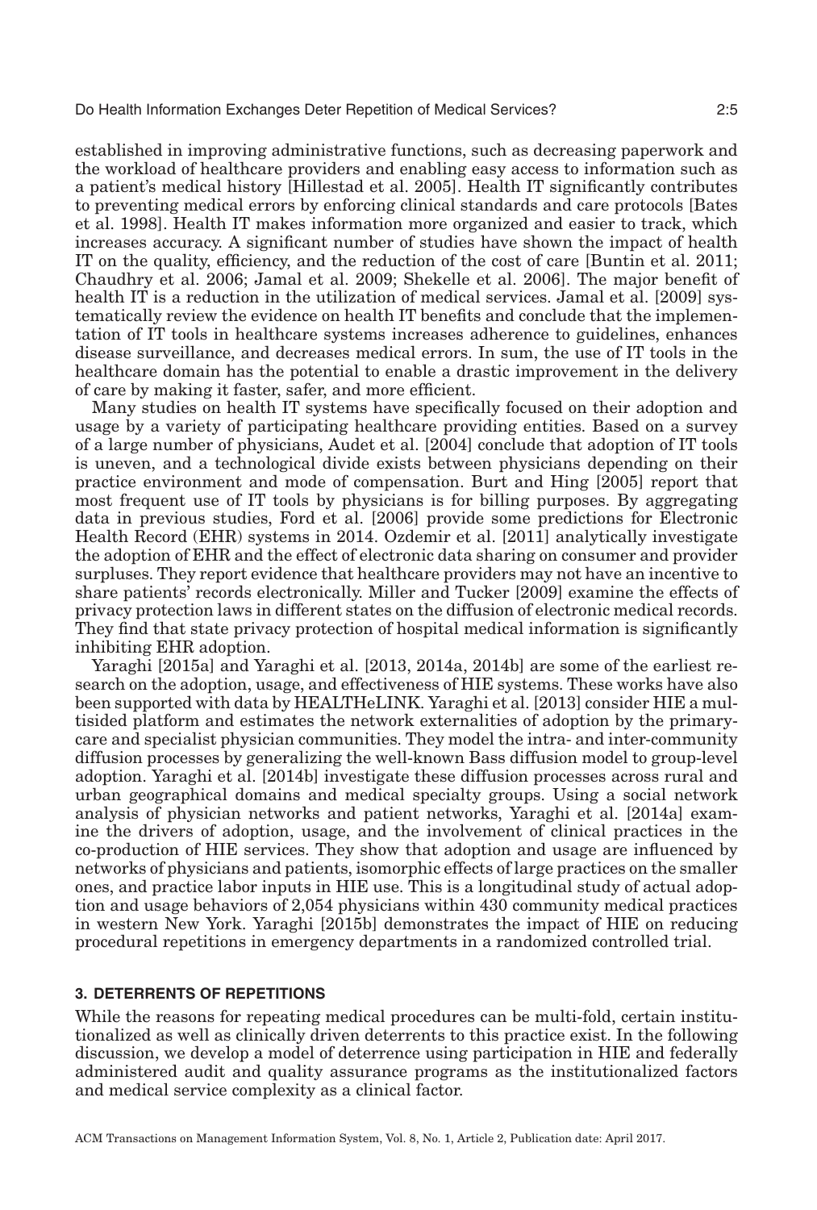established in improving administrative functions, such as decreasing paperwork and the workload of healthcare providers and enabling easy access to information such as a patient's medical history [Hillestad et al. 2005]. Health IT significantly contributes to preventing medical errors by enforcing clinical standards and care protocols [Bates et al. 1998]. Health IT makes information more organized and easier to track, which increases accuracy. A significant number of studies have shown the impact of health IT on the quality, efficiency, and the reduction of the cost of care [Buntin et al. 2011; Chaudhry et al. 2006; Jamal et al. 2009; Shekelle et al. 2006]. The major benefit of health IT is a reduction in the utilization of medical services. Jamal et al. [2009] systematically review the evidence on health IT benefits and conclude that the implementation of IT tools in healthcare systems increases adherence to guidelines, enhances disease surveillance, and decreases medical errors. In sum, the use of IT tools in the healthcare domain has the potential to enable a drastic improvement in the delivery of care by making it faster, safer, and more efficient.

Many studies on health IT systems have specifically focused on their adoption and usage by a variety of participating healthcare providing entities. Based on a survey of a large number of physicians, Audet et al. [2004] conclude that adoption of IT tools is uneven, and a technological divide exists between physicians depending on their practice environment and mode of compensation. Burt and Hing [2005] report that most frequent use of IT tools by physicians is for billing purposes. By aggregating data in previous studies, Ford et al. [2006] provide some predictions for Electronic Health Record (EHR) systems in 2014. Ozdemir et al. [2011] analytically investigate the adoption of EHR and the effect of electronic data sharing on consumer and provider surpluses. They report evidence that healthcare providers may not have an incentive to share patients' records electronically. Miller and Tucker [2009] examine the effects of privacy protection laws in different states on the diffusion of electronic medical records. They find that state privacy protection of hospital medical information is significantly inhibiting EHR adoption.

Yaraghi [2015a] and Yaraghi et al. [2013, 2014a, 2014b] are some of the earliest research on the adoption, usage, and effectiveness of HIE systems. These works have also been supported with data by HEALTHeLINK. Yaraghi et al. [2013] consider HIE a multisided platform and estimates the network externalities of adoption by the primary-care and specialist physician communities. They model the intra- and inter-community diffusion processes by generalizing the well-known Bass diffusion model to group-level adoption. Yaraghi et al. [2014b] investigate these diffusion processes across rural and urban geographical domains and medical specialty groups. Using a social network analysis of physician networks and patient networks, Yaraghi et al. [2014a] examine the drivers of adoption, usage, and the involvement of clinical practices in the co-production of HIE services. They show that adoption and usage are influenced by networks of physicians and patients, isomorphic effects of large practices on the smaller ones, and practice labor inputs in HIE use. This is a longitudinal study of actual adoption and usage behaviors of 2,054 physicians within 430 community medical practices in western New York. Yaraghi [2015b] demonstrates the impact of HIE on reducing procedural repetitions in emergency departments in a randomized controlled trial.

## 3. DETERRENTS OF REPETITIONS

While the reasons for repeating medical procedures can be multi-fold, certain institutionalized as well as clinically driven deterrents to this practice exist. In the following discussion, we develop a model of deterrence using participation in HIE and federally administered audit and quality assurance programs as the institutionalized factors and medical service complexity as a clinical factor.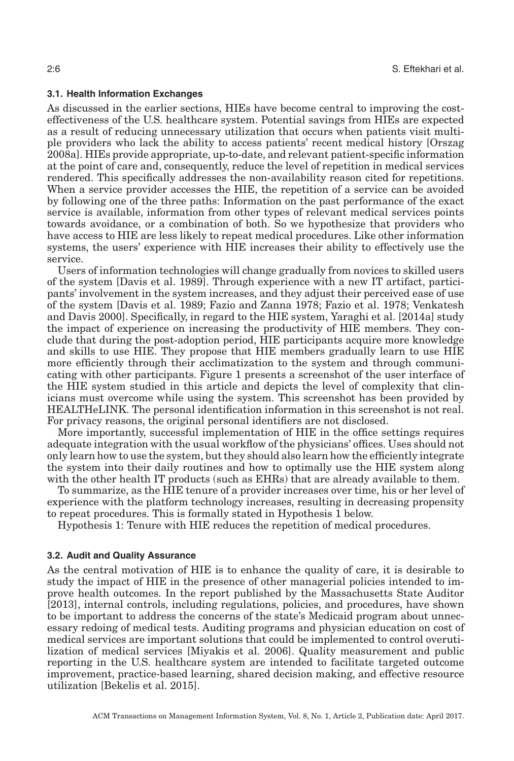### 3.1. Health Information Exchanges

As discussed in the earlier sections, HIEs have become central to improving the cost-effectiveness of the U.S. healthcare system. Potential savings from HIEs are expected as a result of reducing unnecessary utilization that occurs when patients visit multiple providers who lack the ability to access patients' recent medical history [Orszag 2008a]. HIEs provide appropriate, up-to-date, and relevant patient-specific information at the point of care and, consequently, reduce the level of repetition in medical services rendered. This specifically addresses the non-availability reason cited for repetitions. When a service provider accesses the HIE, the repetition of a service can be avoided by following one of the three paths: Information on the past performance of the exact service is available, information from other types of relevant medical services points towards avoidance, or a combination of both. So we hypothesize that providers who have access to HIE are less likely to repeat medical procedures. Like other information systems, the users' experience with HIE increases their ability to effectively use the service.

Users of information technologies will change gradually from novices to skilled users of the system [Davis et al. 1989]. Through experience with a new IT artifact, participants' involvement in the system increases, and they adjust their perceived ease of use of the system [Davis et al. 1989; Fazio and Zanna 1978; Fazio et al. 1978; Venkatesh and Davis 2000]. Specifically, in regard to the HIE system, Yaraghi et al. [2014a] study the impact of experience on increasing the productivity of HIE members. They conclude that during the post-adoption period, HIE participants acquire more knowledge and skills to use HIE. They propose that HIE members gradually learn to use HIE more efficiently through their acclimatization to the system and through communicating with other participants. Figure 1 presents a screenshot of the user interface of the HIE system studied in this article and depicts the level of complexity that clinicians must overcome while using the system. This screenshot has been provided by HEALTHeLINK. The personal identification information in this screenshot is not real. For privacy reasons, the original personal identifiers are not disclosed.

More importantly, successful implementation of HIE in the office settings requires adequate integration with the usual workflow of the physicians' offices. Uses should not only learn how to use the system, but they should also learn how the efficiently integrate the system into their daily routines and how to optimally use the HIE system along with the other health IT products (such as EHRs) that are already available to them.

To summarize, as the HIE tenure of a provider increases over time, his or her level of experience with the platform technology increases, resulting in decreasing propensity to repeat procedures. This is formally stated in Hypothesis 1 below.

Hypothesis 1: Tenure with HIE reduces the repetition of medical procedures.

### 3.2. Audit and Quality Assurance

As the central motivation of HIE is to enhance the quality of care, it is desirable to study the impact of HIE in the presence of other managerial policies intended to improve health outcomes. In the report published by the Massachusetts State Auditor [2013], internal controls, including regulations, policies, and procedures, have shown to be important to address the concerns of the state's Medicaid program about unnecessary redoing of medical tests. Auditing programs and physician education on cost of medical services are important solutions that could be implemented to control overutilization of medical services [Miyakis et al. 2006]. Quality measurement and public reporting in the U.S. healthcare system are intended to facilitate targeted outcome improvement, practice-based learning, shared decision making, and effective resource utilization [Bekelis et al. 2015].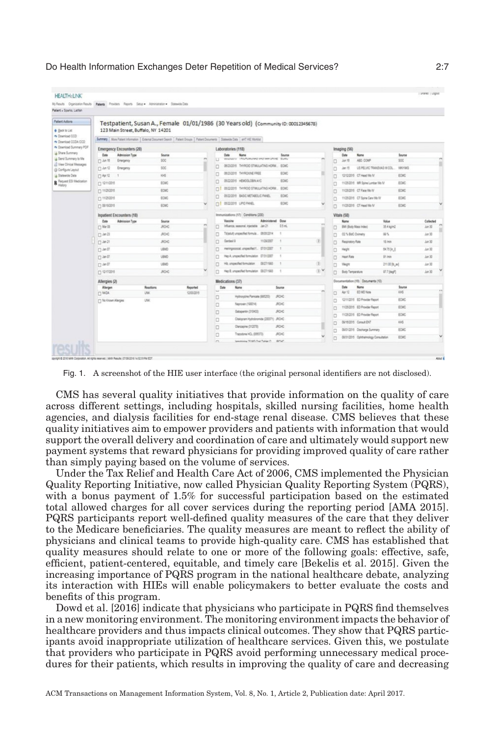Fig. 1. A screenshot of the HIE user interface (the original personal identifiers are not disclosed).

CMS has several quality initiatives that provide information on the quality of care across different settings, including hospitals, skilled nursing facilities, home health agencies, and dialysis facilities for end-stage renal disease. CMS believes that these quality initiatives aim to empower providers and patients with information that would support the overall delivery and coordination of care and ultimately would support new payment systems that reward physicians for providing improved quality of care rather than simply paying based on the volume of services.

Under the Tax Relief and Health Care Act of 2006, CMS implemented the Physician Quality Reporting Initiative, now called Physician Quality Reporting System (PQRS), with a bonus payment of 1.5% for successful participation based on the estimated total allowed charges for all cover services during the reporting period [AMA 2015]. PQRS participants report well-defined quality measures of the care that they deliver to the Medicare beneficiaries. The quality measures are meant to reflect the ability of physicians and clinical teams to provide high-quality care. CMS has established that quality measures should relate to one or more of the following goals: effective, safe, efficient, patient-centered, equitable, and timely care [Bekelis et al. 2015]. Given the increasing importance of PQRS program in the national healthcare debate, analyzing its interaction with HIEs will enable policymakers to better evaluate the costs and benefits of this program.

Dowd et al. [2016] indicate that physicians who participate in PQRS find themselves in a new monitoring environment. The monitoring environment impacts the behavior of healthcare providers and thus impacts clinical outcomes. They show that PQRS participants avoid inappropriate utilization of healthcare services. Given this, we postulate that providers who participate in PQRS avoid performing unnecessary medical procedures for their patients, which results in improving the quality of care and decreasing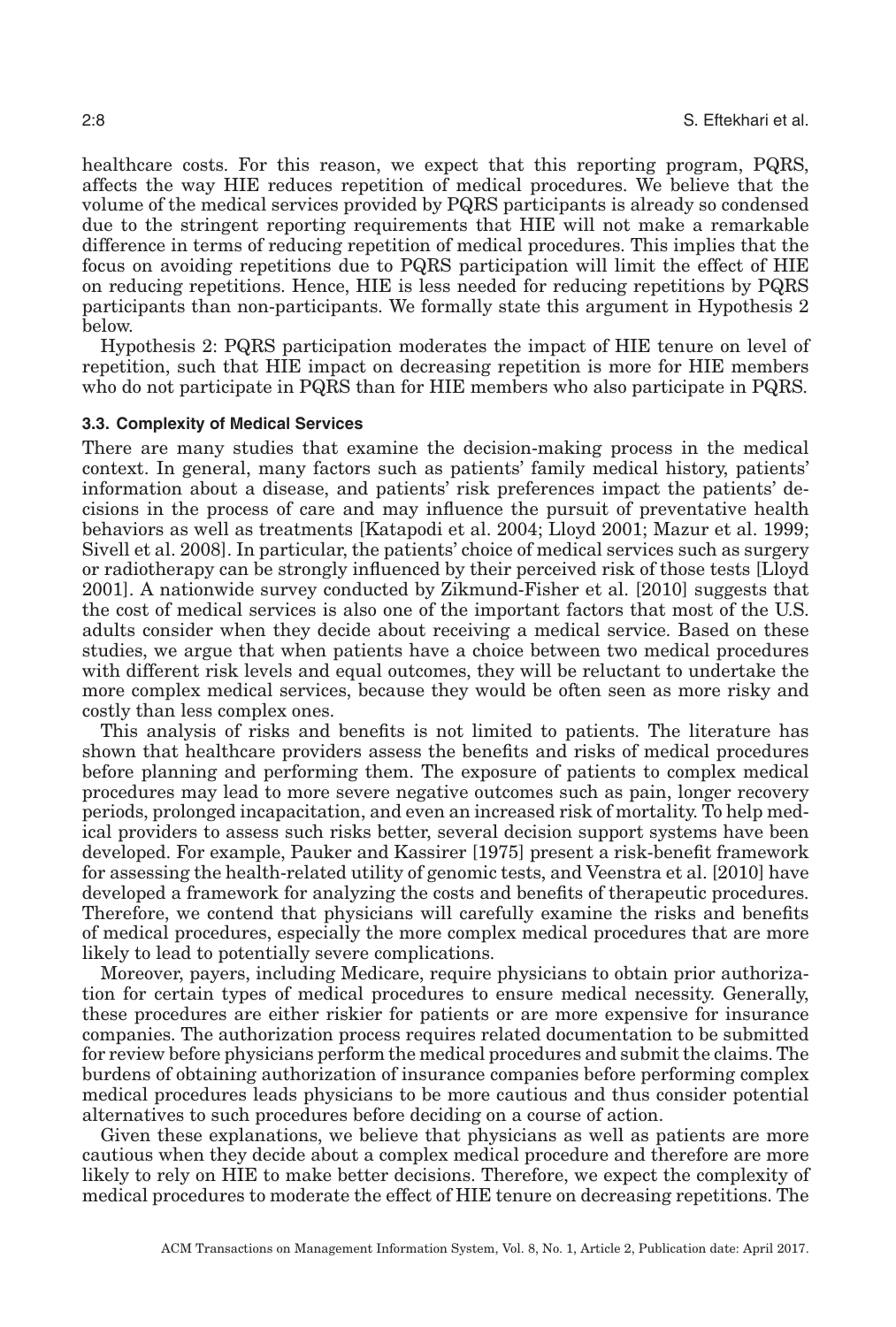healthcare costs. For this reason, we expect that this reporting program, PQRS, affects the way HIE reduces repetition of medical procedures. We believe that the volume of the medical services provided by PQRS participants is already so condensed due to the stringent reporting requirements that HIE will not make a remarkable difference in terms of reducing repetition of medical procedures. This implies that the focus on avoiding repetitions due to PQRS participation will limit the effect of HIE on reducing repetitions. Hence, HIE is less needed for reducing repetitions by PQRS participants than non-participants. We formally state this argument in Hypothesis 2 below.

Hypothesis 2: PQRS participation moderates the impact of HIE tenure on level of repetition, such that HIE impact on decreasing repetition is more for HIE members who do not participate in PQRS than for HIE members who also participate in PQRS.

### 3.3. Complexity of Medical Services

There are many studies that examine the decision-making process in the medical context. In general, many factors such as patients' family medical history, patients' information about a disease, and patients' risk preferences impact the patients' decisions in the process of care and may influence the pursuit of preventative health behaviors as well as treatments [Katapodi et al. 2004; Lloyd 2001; Mazur et al. 1999; Sivell et al. 2008]. In particular, the patients' choice of medical services such as surgery or radiotherapy can be strongly influenced by their perceived risk of those tests [Lloyd 2001]. A nationwide survey conducted by Zikmund-Fisher et al. [2010] suggests that the cost of medical services is also one of the important factors that most of the U.S. adults consider when they decide about receiving a medical service. Based on these studies, we argue that when patients have a choice between two medical procedures with different risk levels and equal outcomes, they will be reluctant to undertake the more complex medical services, because they would be often seen as more risky and costly than less complex ones.

This analysis of risks and benefits is not limited to patients. The literature has shown that healthcare providers assess the benefits and risks of medical procedures before planning and performing them. The exposure of patients to complex medical procedures may lead to more severe negative outcomes such as pain, longer recovery periods, prolonged incapacitation, and even an increased risk of mortality. To help medical providers to assess such risks better, several decision support systems have been developed. For example, Pauker and Kassirer [1975] present a risk-benefit framework for assessing the health-related utility of genomic tests, and Veenstra et al. [2010] have developed a framework for analyzing the costs and benefits of therapeutic procedures. Therefore, we contend that physicians will carefully examine the risks and benefits of medical procedures, especially the more complex medical procedures that are more likely to lead to potentially severe complications.

Moreover, payers, including Medicare, require physicians to obtain prior authorization for certain types of medical procedures to ensure medical necessity. Generally, these procedures are either riskier for patients or are more expensive for insurance companies. The authorization process requires related documentation to be submitted for review before physicians perform the medical procedures and submit the claims. The burdens of obtaining authorization of insurance companies before performing complex medical procedures leads physicians to be more cautious and thus consider potential alternatives to such procedures before deciding on a course of action.

Given these explanations, we believe that physicians as well as patients are more cautious when they decide about a complex medical procedure and therefore are more likely to rely on HIE to make better decisions. Therefore, we expect the complexity of medical procedures to moderate the effect of HIE tenure on decreasing repetitions. The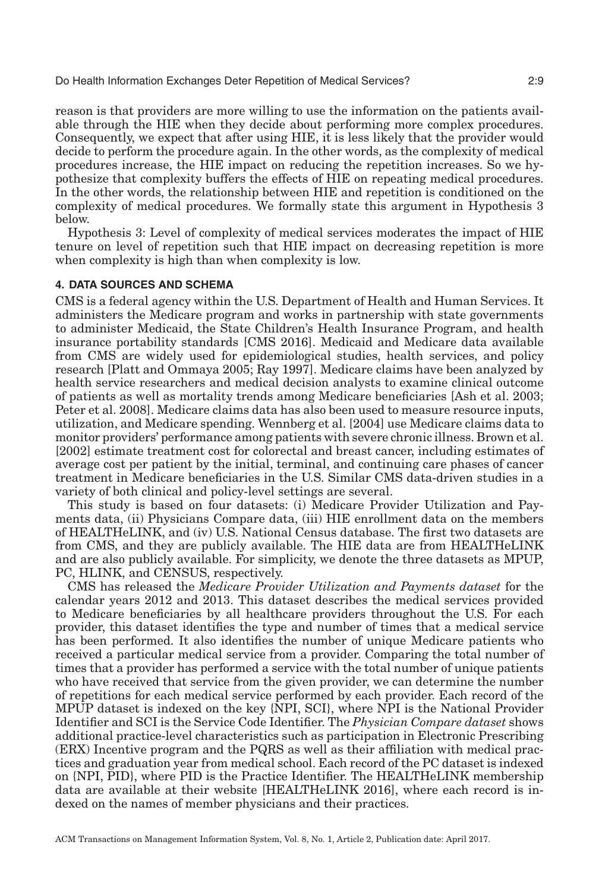reason is that providers are more willing to use the information on the patients available through the HIE when they decide about performing more complex procedures. Consequently, we expect that after using HIE, it is less likely that the provider would decide to perform the procedure again. In the other words, as the complexity of medical procedures increase, the HIE impact on reducing the repetition increases. So we hypothesize that complexity buffers the effects of HIE on repeating medical procedures. In the other words, the relationship between HIE and repetition is conditioned on the complexity of medical procedures. We formally state this argument in Hypothesis 3 below.

Hypothesis 3: Level of complexity of medical services moderates the impact of HIE tenure on level of repetition such that HIE impact on decreasing repetition is more when complexity is high than when complexity is low.

## 4. DATA SOURCES AND SCHEMA

CMS is a federal agency within the U.S. Department of Health and Human Services. It administers the Medicare program and works in partnership with state governments to administer Medicaid, the State Children's Health Insurance Program, and health insurance portability standards [CMS 2016]. Medicaid and Medicare data available from CMS are widely used for epidemiological studies, health services, and policy research [Platt and Ommaya 2005; Ray 1997]. Medicare claims have been analyzed by health service researchers and medical decision analysts to examine clinical outcome of patients as well as mortality trends among Medicare beneficiaries [Ash et al. 2003; Peter et al. 2008]. Medicare claims data has also been used to measure resource inputs, utilization, and Medicare spending. Wennberg et al. [2004] use Medicare claims data to monitor providers' performance among patients with severe chronic illness. Brown et al. [2002] estimate treatment cost for colorectal and breast cancer, including estimates of average cost per patient by the initial, terminal, and continuing care phases of cancer treatment in Medicare beneficiaries in the U.S. Similar CMS data-driven studies in a variety of both clinical and policy-level settings are several.

This study is based on four datasets: (i) Medicare Provider Utilization and Payments data, (ii) Physicians Compare data, (iii) HIE enrollment data on the members of HEALTHeLINK, and (iv) U.S. National Census database. The first two datasets are from CMS, and they are publicly available. The HIE data are from HEALTHeLINK and are also publicly available. For simplicity, we denote the three datasets as MPUP, PC, HLINK, and CENSUS, respectively.

CMS has released the *Medicare Provider Utilization and Payments dataset* for the calendar years 2012 and 2013. This dataset describes the medical services provided to Medicare beneficiaries by all healthcare providers throughout the U.S. For each provider, this dataset identifies the type and number of times that a medical service has been performed. It also identifies the number of unique Medicare patients who received a particular medical service from a provider. Comparing the total number of times that a provider has performed a service with the total number of unique patients who have received that service from the given provider, we can determine the number of repetitions for each medical service performed by each provider. Each record of the MPUP dataset is indexed on the key {NPI, SCI}, where NPI is the National Provider Identifier and SCI is the Service Code Identifier. The *Physician Compare dataset* shows additional practice-level characteristics such as participation in Electronic Prescribing (ERX) Incentive program and the PQRS as well as their affiliation with medical practices and graduation year from medical school. Each record of the PC dataset is indexed on {NPI, PID}, where PID is the Practice Identifier. The HEALTHeLINK membership data are available at their website [HEALTHeLINK 2016], where each record is indexed on the names of member physicians and their practices.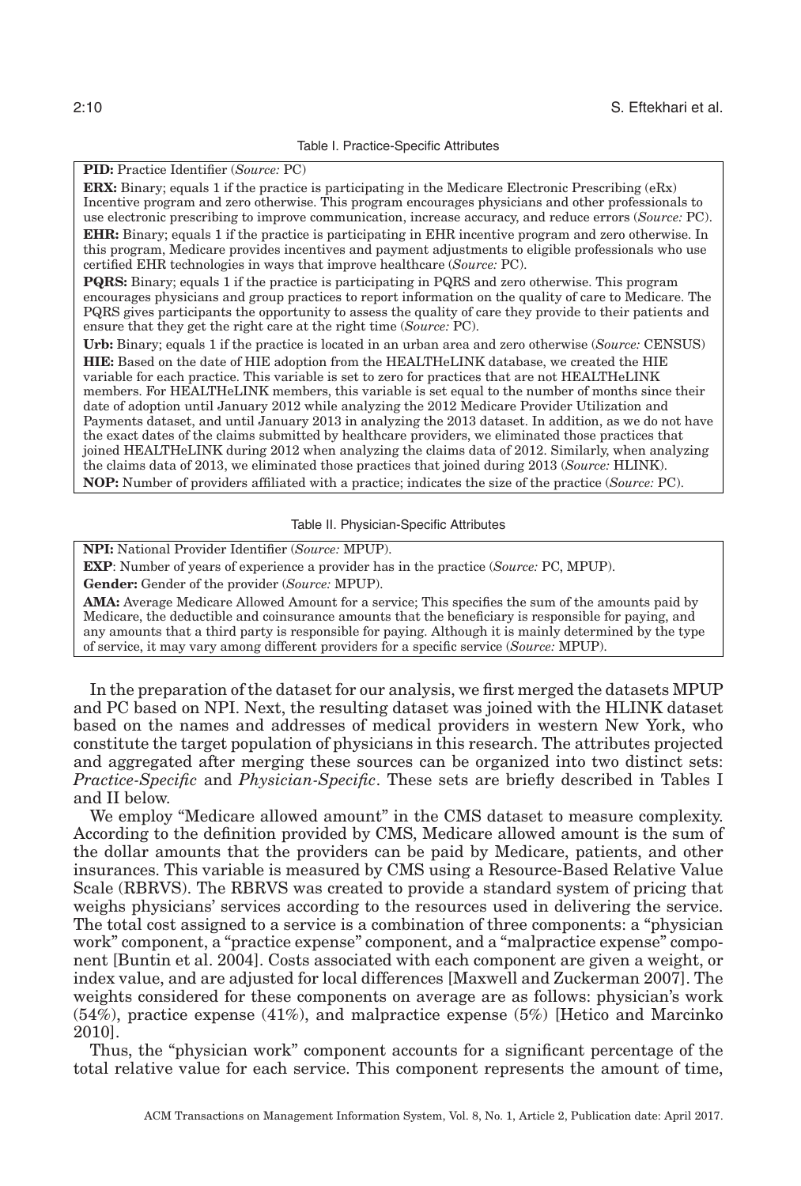Table I. Practice-Specific Attributes

**PID:** Practice Identifier (*Source:* PC)

**ERX:** Binary; equals 1 if the practice is participating in the Medicare Electronic Prescribing (eRx) Incentive program and zero otherwise. This program encourages physicians and other professionals to use electronic prescribing to improve communication, increase accuracy, and reduce errors (*Source:* PC).

**EHR:** Binary; equals 1 if the practice is participating in EHR incentive program and zero otherwise. In this program, Medicare provides incentives and payment adjustments to eligible professionals who use certified EHR technologies in ways that improve healthcare (*Source:* PC).

**PQRS:** Binary; equals 1 if the practice is participating in PQRS and zero otherwise. This program encourages physicians and group practices to report information on the quality of care to Medicare. The PQRS gives participants the opportunity to assess the quality of care they provide to their patients and ensure that they get the right care at the right time (*Source:* PC).

**Urb:** Binary; equals 1 if the practice is located in an urban area and zero otherwise (*Source:* CENSUS)

**HIE:** Based on the date of HIE adoption from the HEALTHeLINK database, we created the HIE variable for each practice. This variable is set to zero for practices that are not HEALTHeLINK members. For HEALTHeLINK members, this variable is set equal to the number of months since their date of adoption until January 2012 while analyzing the 2012 Medicare Provider Utilization and Payments dataset, and until January 2013 in analyzing the 2013 dataset. In addition, as we do not have the exact dates of the claims submitted by healthcare providers, we eliminated those practices that joined HEALTHeLINK during 2012 when analyzing the claims data of 2012. Similarly, when analyzing the claims data of 2013, we eliminated those practices that joined during 2013 (*Source:* HLINK).

**NOP:** Number of providers affiliated with a practice; indicates the size of the practice (*Source:* PC).

Table II. Physician-Specific Attributes

**NPI:** National Provider Identifier (*Source:* MPUP).

**EXP**: Number of years of experience a provider has in the practice (*Source:* PC, MPUP).

**Gender:** Gender of the provider (*Source:* MPUP).

**AMA:** Average Medicare Allowed Amount for a service; This specifies the sum of the amounts paid by Medicare, the deductible and coinsurance amounts that the beneficiary is responsible for paying, and any amounts that a third party is responsible for paying. Although it is mainly determined by the type of service, it may vary among different providers for a specific service (*Source:* MPUP).

In the preparation of the dataset for our analysis, we first merged the datasets MPUP and PC based on NPI. Next, the resulting dataset was joined with the HLINK dataset based on the names and addresses of medical providers in western New York, who constitute the target population of physicians in this research. The attributes projected and aggregated after merging these sources can be organized into two distinct sets: *Practice-Specific* and *Physician-Specific*. These sets are briefly described in Tables I and II below.

We employ "Medicare allowed amount" in the CMS dataset to measure complexity. According to the definition provided by CMS, Medicare allowed amount is the sum of the dollar amounts that the providers can be paid by Medicare, patients, and other insurances. This variable is measured by CMS using a Resource-Based Relative Value Scale (RBRVS). The RBRVS was created to provide a standard system of pricing that weighs physicians' services according to the resources used in delivering the service. The total cost assigned to a service is a combination of three components: a "physician work" component, a "practice expense" component, and a "malpractice expense" component [Buntin et al. 2004]. Costs associated with each component are given a weight, or index value, and are adjusted for local differences [Maxwell and Zuckerman 2007]. The weights considered for these components on average are as follows: physician's work (54%), practice expense (41%), and malpractice expense (5%) [Hetico and Marcinko 2010].

Thus, the "physician work" component accounts for a significant percentage of the total relative value for each service. This component represents the amount of time,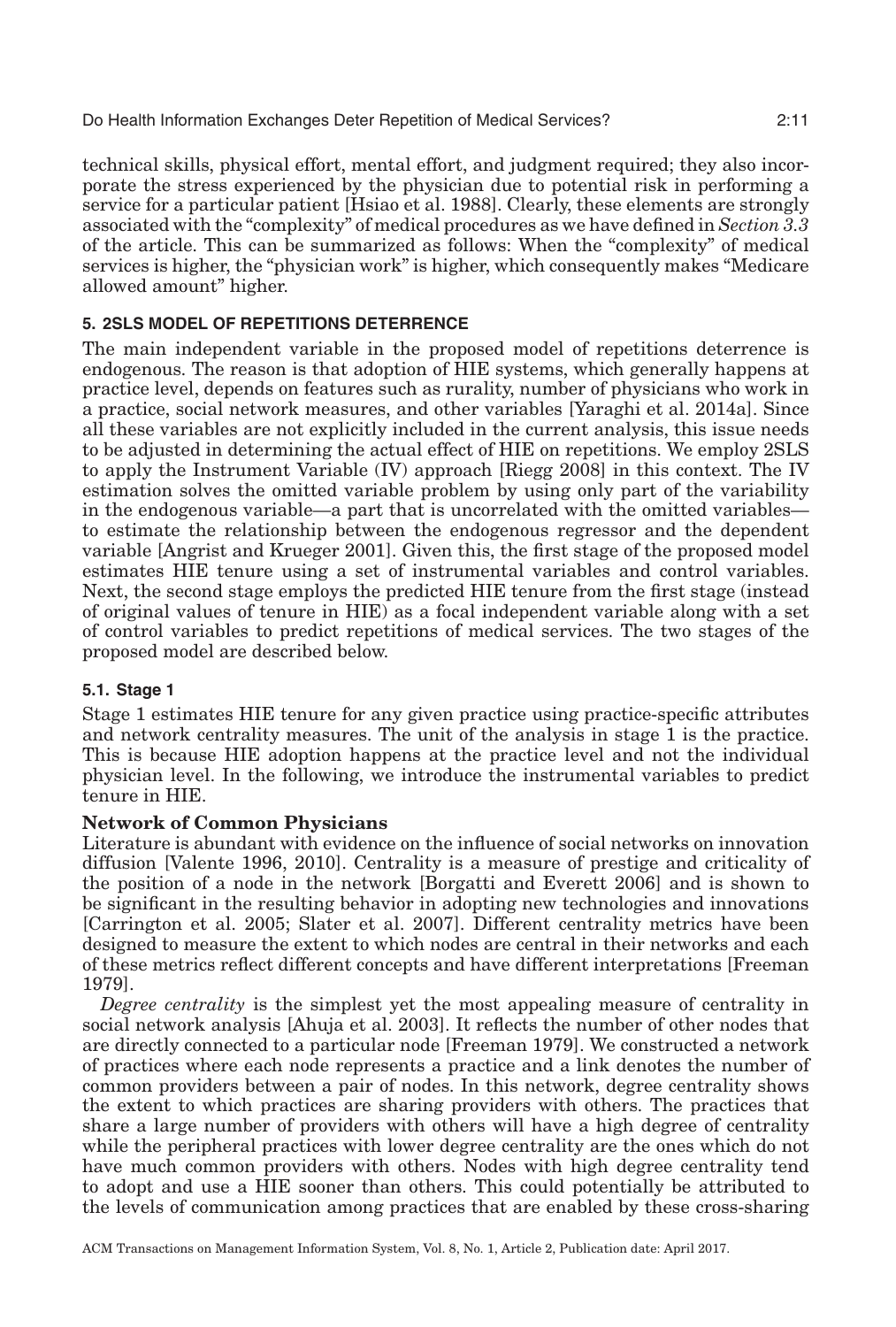technical skills, physical effort, mental effort, and judgment required; they also incorporate the stress experienced by the physician due to potential risk in performing a service for a particular patient [Hsiao et al. 1988]. Clearly, these elements are strongly associated with the "complexity" of medical procedures as we have defined in *Section 3.3* of the article. This can be summarized as follows: When the "complexity" of medical services is higher, the "physician work" is higher, which consequently makes "Medicare allowed amount" higher.

## 5. 2SLS MODEL OF REPETITIONS DETERRENCE

The main independent variable in the proposed model of repetitions deterrence is endogenous. The reason is that adoption of HIE systems, which generally happens at practice level, depends on features such as rurality, number of physicians who work in a practice, social network measures, and other variables [Yaraghi et al. 2014a]. Since all these variables are not explicitly included in the current analysis, this issue needs to be adjusted in determining the actual effect of HIE on repetitions. We employ 2SLS to apply the Instrument Variable (IV) approach [Riegg 2008] in this context. The IV estimation solves the omitted variable problem by using only part of the variability in the endogenous variable—a part that is uncorrelated with the omitted variables—to estimate the relationship between the endogenous regressor and the dependent variable [Angrist and Krueger 2001]. Given this, the first stage of the proposed model estimates HIE tenure using a set of instrumental variables and control variables. Next, the second stage employs the predicted HIE tenure from the first stage (instead of original values of tenure in HIE) as a focal independent variable along with a set of control variables to predict repetitions of medical services. The two stages of the proposed model are described below.

### 5.1. Stage 1

Stage 1 estimates HIE tenure for any given practice using practice-specific attributes and network centrality measures. The unit of the analysis in stage 1 is the practice. This is because HIE adoption happens at the practice level and not the individual physician level. In the following, we introduce the instrumental variables to predict tenure in HIE.

**Network of Common Physicians**

Literature is abundant with evidence on the influence of social networks on innovation diffusion [Valente 1996, 2010]. Centrality is a measure of prestige and criticality of the position of a node in the network [Borgatti and Everett 2006] and is shown to be significant in the resulting behavior in adopting new technologies and innovations [Carrington et al. 2005; Slater et al. 2007]. Different centrality metrics have been designed to measure the extent to which nodes are central in their networks and each of these metrics reflect different concepts and have different interpretations [Freeman 1979].

*Degree centrality* is the simplest yet the most appealing measure of centrality in social network analysis [Ahuja et al. 2003]. It reflects the number of other nodes that are directly connected to a particular node [Freeman 1979]. We constructed a network of practices where each node represents a practice and a link denotes the number of common providers between a pair of nodes. In this network, degree centrality shows the extent to which practices are sharing providers with others. The practices that share a large number of providers with others will have a high degree of centrality while the peripheral practices with lower degree centrality are the ones which do not have much common providers with others. Nodes with high degree centrality tend to adopt and use a HIE sooner than others. This could potentially be attributed to the levels of communication among practices that are enabled by these cross-sharing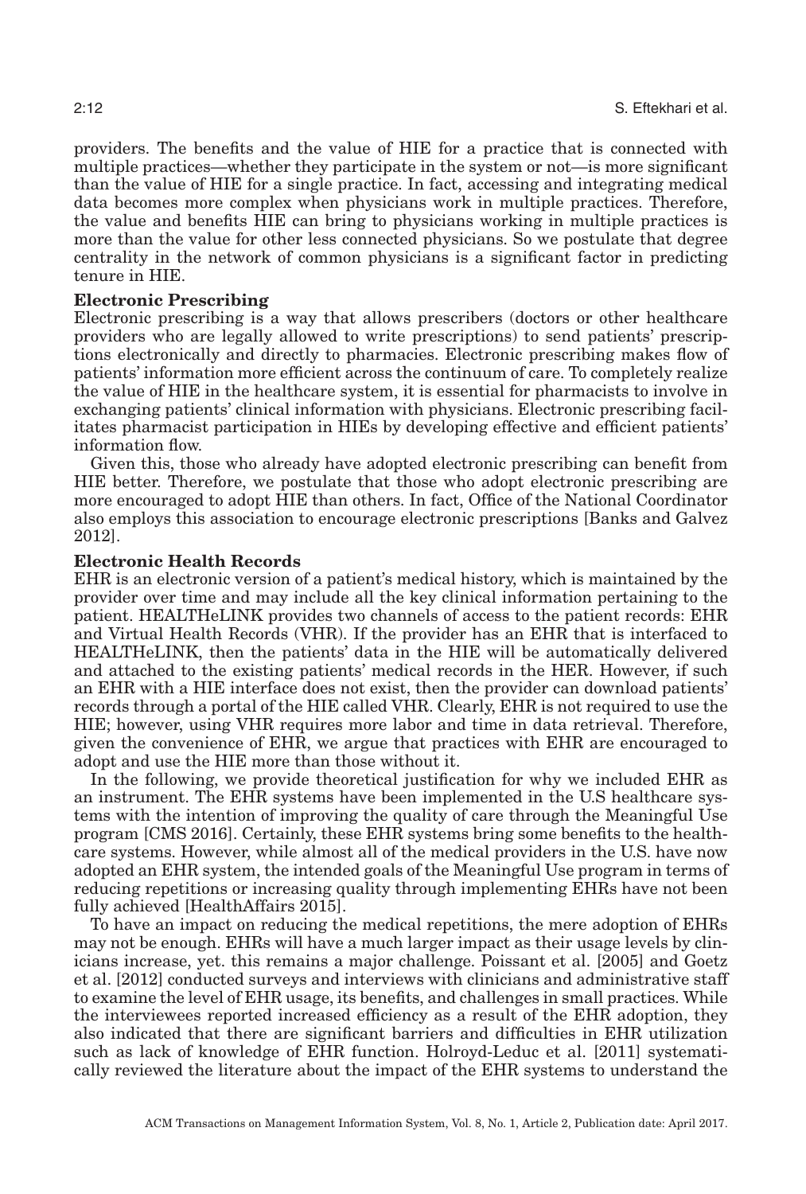providers. The benefits and the value of HIE for a practice that is connected with multiple practices—whether they participate in the system or not—is more significant than the value of HIE for a single practice. In fact, accessing and integrating medical data becomes more complex when physicians work in multiple practices. Therefore, the value and benefits HIE can bring to physicians working in multiple practices is more than the value for other less connected physicians. So we postulate that degree centrality in the network of common physicians is a significant factor in predicting tenure in HIE.

**Electronic Prescribing**

Electronic prescribing is a way that allows prescribers (doctors or other healthcare providers who are legally allowed to write prescriptions) to send patients' prescriptions electronically and directly to pharmacies. Electronic prescribing makes flow of patients' information more efficient across the continuum of care. To completely realize the value of HIE in the healthcare system, it is essential for pharmacists to involve in exchanging patients' clinical information with physicians. Electronic prescribing facilitates pharmacist participation in HIEs by developing effective and efficient patients' information flow.

Given this, those who already have adopted electronic prescribing can benefit from HIE better. Therefore, we postulate that those who adopt electronic prescribing are more encouraged to adopt HIE than others. In fact, Office of the National Coordinator also employs this association to encourage electronic prescriptions [Banks and Galvez 2012].

**Electronic Health Records**

EHR is an electronic version of a patient's medical history, which is maintained by the provider over time and may include all the key clinical information pertaining to the patient. HEALTHeLINK provides two channels of access to the patient records: EHR and Virtual Health Records (VHR). If the provider has an EHR that is interfaced to HEALTHeLINK, then the patients' data in the HIE will be automatically delivered and attached to the existing patients' medical records in the HER. However, if such an EHR with a HIE interface does not exist, then the provider can download patients' records through a portal of the HIE called VHR. Clearly, EHR is not required to use the HIE; however, using VHR requires more labor and time in data retrieval. Therefore, given the convenience of EHR, we argue that practices with EHR are encouraged to adopt and use the HIE more than those without it.

In the following, we provide theoretical justification for why we included EHR as an instrument. The EHR systems have been implemented in the U.S healthcare systems with the intention of improving the quality of care through the Meaningful Use program [CMS 2016]. Certainly, these EHR systems bring some benefits to the healthcare systems. However, while almost all of the medical providers in the U.S. have now adopted an EHR system, the intended goals of the Meaningful Use program in terms of reducing repetitions or increasing quality through implementing EHRs have not been fully achieved [HealthAffairs 2015].

To have an impact on reducing the medical repetitions, the mere adoption of EHRs may not be enough. EHRs will have a much larger impact as their usage levels by clinicians increase, yet. this remains a major challenge. Poissant et al. [2005] and Goetz et al. [2012] conducted surveys and interviews with clinicians and administrative staff to examine the level of EHR usage, its benefits, and challenges in small practices. While the interviewees reported increased efficiency as a result of the EHR adoption, they also indicated that there are significant barriers and difficulties in EHR utilization such as lack of knowledge of EHR function. Holroyd-Leduc et al. [2011] systematically reviewed the literature about the impact of the EHR systems to understand the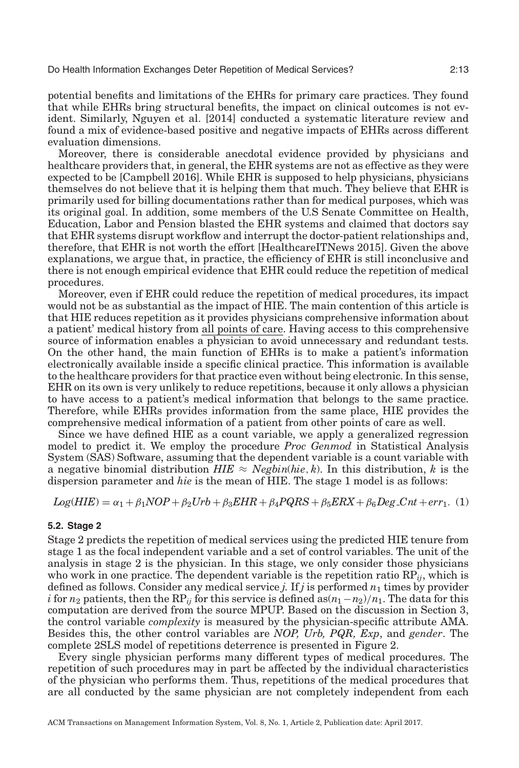potential benefits and limitations of the EHRs for primary care practices. They found that while EHRs bring structural benefits, the impact on clinical outcomes is not evident. Similarly, Nguyen et al. [2014] conducted a systematic literature review and found a mix of evidence-based positive and negative impacts of EHRs across different evaluation dimensions.

Moreover, there is considerable anecdotal evidence provided by physicians and healthcare providers that, in general, the EHR systems are not as effective as they were expected to be [Campbell 2016]. While EHR is supposed to help physicians, physicians themselves do not believe that it is helping them that much. They believe that EHR is primarily used for billing documentations rather than for medical purposes, which was its original goal. In addition, some members of the U.S Senate Committee on Health, Education, Labor and Pension blasted the EHR systems and claimed that doctors say that EHR systems disrupt workflow and interrupt the doctor-patient relationships and, therefore, that EHR is not worth the effort [HealthcareITNews 2015]. Given the above explanations, we argue that, in practice, the efficiency of EHR is still inconclusive and there is not enough empirical evidence that EHR could reduce the repetition of medical procedures.

Moreover, even if EHR could reduce the repetition of medical procedures, its impact would not be as substantial as the impact of HIE. The main contention of this article is that HIE reduces repetition as it provides physicians comprehensive information about a patient' medical history from <u>all points of care</u>. Having access to this comprehensive source of information enables a physician to avoid unnecessary and redundant tests. On the other hand, the main function of EHRs is to make a patient's information electronically available inside a specific clinical practice. This information is available to the healthcare providers for that practice even without being electronic. In this sense, EHR on its own is very unlikely to reduce repetitions, because it only allows a physician to have access to a patient's medical information that belongs to the same practice. Therefore, while EHRs provides information from the same place, HIE provides the comprehensive medical information of a patient from other points of care as well.

Since we have defined HIE as a count variable, we apply a generalized regression model to predict it. We employ the procedure *Proc Genmod* in Statistical Analysis System (SAS) Software, assuming that the dependent variable is a count variable with a negative binomial distribution $HIE \approx Negbin(hie, k)$. In this distribution, $k$ is the dispersion parameter and *hie* is the mean of HIE. The stage 1 model is as follows:

$$Log(HIE) = \alpha_1 + \beta_1 NOP + \beta_2 Urb + \beta_3 EHR + \beta_4 PQRS + \beta_5 ERX + \beta_6 Deg\_Cnt + err_1. \quad (1)$$

### 5.2. Stage 2

Stage 2 predicts the repetition of medical services using the predicted HIE tenure from stage 1 as the focal independent variable and a set of control variables. The unit of the analysis in stage 2 is the physician. In this stage, we only consider those physicians who work in one practice. The dependent variable is the repetition ratio $RP_{ij}$, which is defined as follows. Consider any medical service $j$. If $j$ is performed $n_1$ times by provider $i$ for $n_2$ patients, then the $RP_{ij}$ for this service is defined as $(n_1 - n_2)/n_1$. The data for this computation are derived from the source MPUP. Based on the discussion in Section 3, the control variable *complexity* is measured by the physician-specific attribute AMA. Besides this, the other control variables are *NOP, Urb, PQR, Exp*, and *gender*. The complete 2SLS model of repetitions deterrence is presented in Figure 2.

Every single physician performs many different types of medical procedures. The repetition of such procedures may in part be affected by the individual characteristics of the physician who performs them. Thus, repetitions of the medical procedures that are all conducted by the same physician are not completely independent from each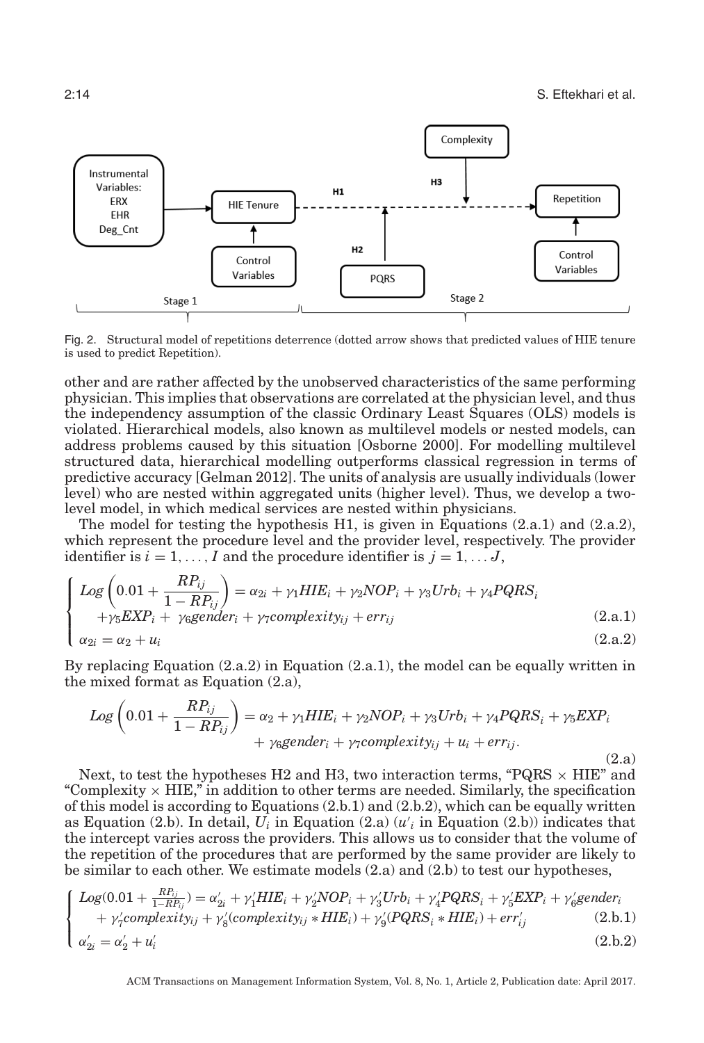Fig. 2. Structural model of repetitions deterrence (dotted arrow shows that predicted values of HIE tenure is used to predict Repetition).

other and are rather affected by the unobserved characteristics of the same performing physician. This implies that observations are correlated at the physician level, and thus the independency assumption of the classic Ordinary Least Squares (OLS) models is violated. Hierarchical models, also known as multilevel models or nested models, can address problems caused by this situation [Osborne 2000]. For modelling multilevel structured data, hierarchical modelling outperforms classical regression in terms of predictive accuracy [Gelman 2012]. The units of analysis are usually individuals (lower level) who are nested within aggregated units (higher level). Thus, we develop a two-level model, in which medical services are nested within physicians.

The model for testing the hypothesis H1, is given in Equations (2.a.1) and (2.a.2), which represent the procedure level and the provider level, respectively. The provider identifier is $i = 1, \ldots, I$ and the procedure identifier is $j = 1, \ldots J$,

$$
\begin{cases}
Log\left(0.01 + \frac{RP_{ij}}{1 - RP_{ij}}\right) = \alpha_{2i} + \gamma_1 HIE_i + \gamma_2 NOP_i + \gamma_3 Urb_i + \gamma_4 PQRS_i \\
\quad + \gamma_5 EXP_i + \gamma_6 gender_i + \gamma_7 complexity_{ij} + err_{ij} & (2.a.1) \\
\alpha_{2i} = \alpha_2 + u_i & (2.a.2)
\end{cases}
$$

By replacing Equation (2.a.2) in Equation (2.a.1), the model can be equally written in the mixed format as Equation (2.a),

$$
Log\left(0.01 + \frac{RP_{ij}}{1 - RP_{ij}}\right) = \alpha_2 + \gamma_1 HIE_i + \gamma_2 NOP_i + \gamma_3 Urb_i + \gamma_4 PQRS_i + \gamma_5 EXP_i + \gamma_6 gender_i + \gamma_7 complexity_{ij} + u_i + err_{ij}. \tag{2.a}
$$

Next, to test the hypotheses H2 and H3, two interaction terms, "PQRS × HIE" and "Complexity × HIE," in addition to other terms are needed. Similarly, the specification of this model is according to Equations (2.b.1) and (2.b.2), which can be equally written as Equation (2.b). In detail, $U_i$ in Equation (2.a) ($u'_i$ in Equation (2.b)) indicates that the intercept varies across the providers. This allows us to consider that the volume of the repetition of the procedures that are performed by the same provider are likely to be similar to each other. We estimate models (2.a) and (2.b) to test our hypotheses,

$$
\begin{cases}
Log(0.01 + \frac{RP_{ij}}{1 - RP_{ij}}) = \alpha'_{2i} + \gamma'_1 HIE_i + \gamma'_2 NOP_i + \gamma'_3 Urb_i + \gamma'_4 PQRS_i + \gamma'_5 EXP_i + \gamma'_6 gender_i \\
\quad + \gamma'_7 complexity_{ij} + \gamma'_8 (complexity_{ij} * HIE_i) + \gamma'_9 (PQRS_i * HIE_i) + err'_{ij} & (2.b.1) \\
\alpha'_{2i} = \alpha'_2 + u'_i & (2.b.2)
\end{cases}
$$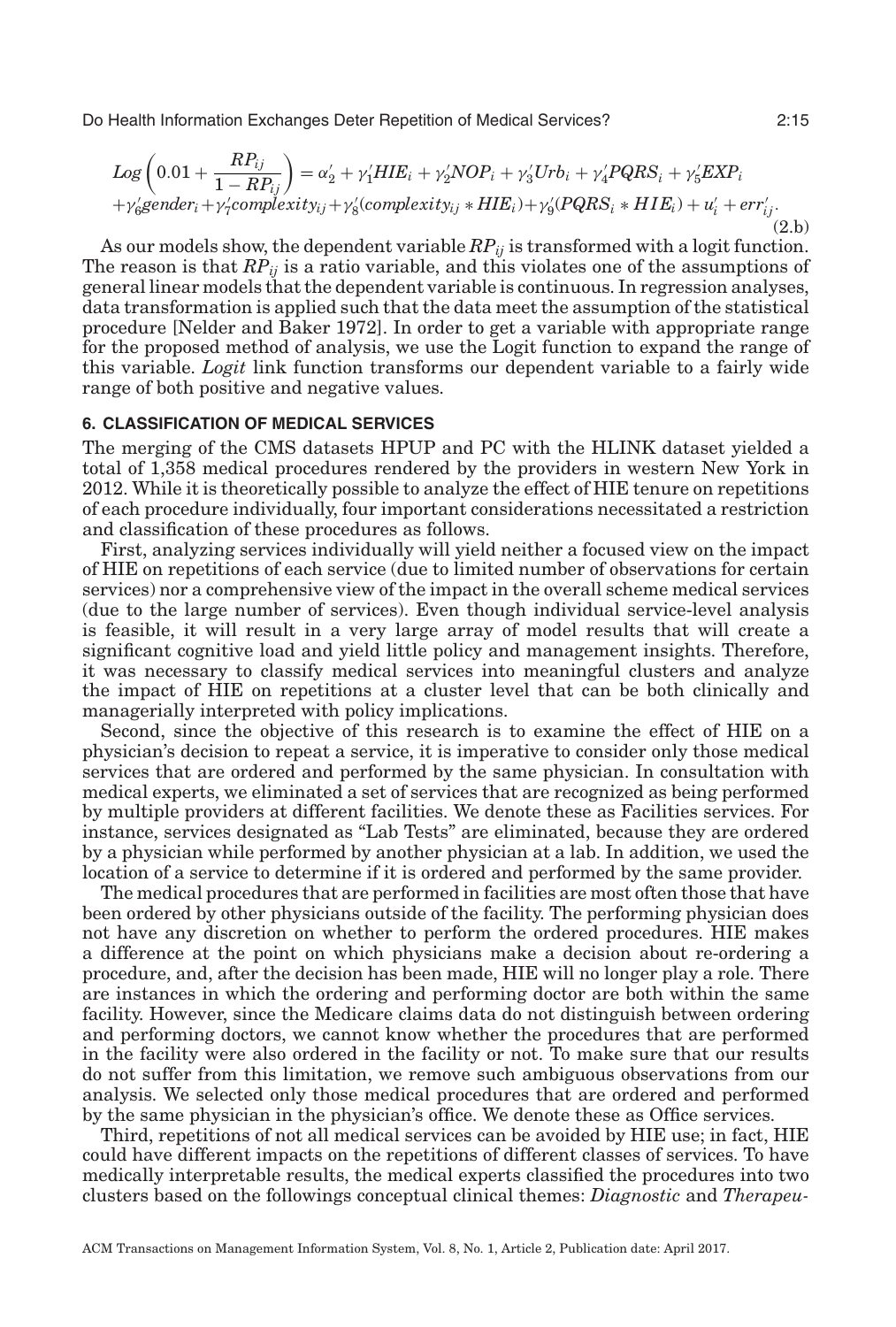$$
Log\left(0.01 + \frac{RP_{ij}}{1 - RP_{ij}}\right) = \alpha_2' + \gamma_1' HIE_i + \gamma_2' NOP_i + \gamma_3' Urb_i + \gamma_4' PQRS_i + \gamma_5' EXP_i
$$
$$
+ \gamma_6' gender_i + \gamma_7' complexity_{ij} + \gamma_8' (complexity_{ij} * HIE_i) + \gamma_9' (PQRS_i * HIE_i) + u_i' + err_{ij}'. \tag{2.b}
$$

As our models show, the dependent variable $RP_{ij}$ is transformed with a logit function. The reason is that $RP_{ij}$ is a ratio variable, and this violates one of the assumptions of general linear models that the dependent variable is continuous. In regression analyses, data transformation is applied such that the data meet the assumption of the statistical procedure [Nelder and Baker 1972]. In order to get a variable with appropriate range for the proposed method of analysis, we use the Logit function to expand the range of this variable. *Logit* link function transforms our dependent variable to a fairly wide range of both positive and negative values.

## 6. CLASSIFICATION OF MEDICAL SERVICES

The merging of the CMS datasets HPUP and PC with the HLINK dataset yielded a total of 1,358 medical procedures rendered by the providers in western New York in 2012. While it is theoretically possible to analyze the effect of HIE tenure on repetitions of each procedure individually, four important considerations necessitated a restriction and classification of these procedures as follows.

First, analyzing services individually will yield neither a focused view on the impact of HIE on repetitions of each service (due to limited number of observations for certain services) nor a comprehensive view of the impact in the overall scheme medical services (due to the large number of services). Even though individual service-level analysis is feasible, it will result in a very large array of model results that will create a significant cognitive load and yield little policy and management insights. Therefore, it was necessary to classify medical services into meaningful clusters and analyze the impact of HIE on repetitions at a cluster level that can be both clinically and managerially interpreted with policy implications.

Second, since the objective of this research is to examine the effect of HIE on a physician's decision to repeat a service, it is imperative to consider only those medical services that are ordered and performed by the same physician. In consultation with medical experts, we eliminated a set of services that are recognized as being performed by multiple providers at different facilities. We denote these as Facilities services. For instance, services designated as "Lab Tests" are eliminated, because they are ordered by a physician while performed by another physician at a lab. In addition, we used the location of a service to determine if it is ordered and performed by the same provider.

The medical procedures that are performed in facilities are most often those that have been ordered by other physicians outside of the facility. The performing physician does not have any discretion on whether to perform the ordered procedures. HIE makes a difference at the point on which physicians make a decision about re-ordering a procedure, and, after the decision has been made, HIE will no longer play a role. There are instances in which the ordering and performing doctor are both within the same facility. However, since the Medicare claims data do not distinguish between ordering and performing doctors, we cannot know whether the procedures that are performed in the facility were also ordered in the facility or not. To make sure that our results do not suffer from this limitation, we remove such ambiguous observations from our analysis. We selected only those medical procedures that are ordered and performed by the same physician in the physician's office. We denote these as Office services.

Third, repetitions of not all medical services can be avoided by HIE use; in fact, HIE could have different impacts on the repetitions of different classes of services. To have medically interpretable results, the medical experts classified the procedures into two clusters based on the followings conceptual clinical themes: *Diagnostic* and *Therapeu-*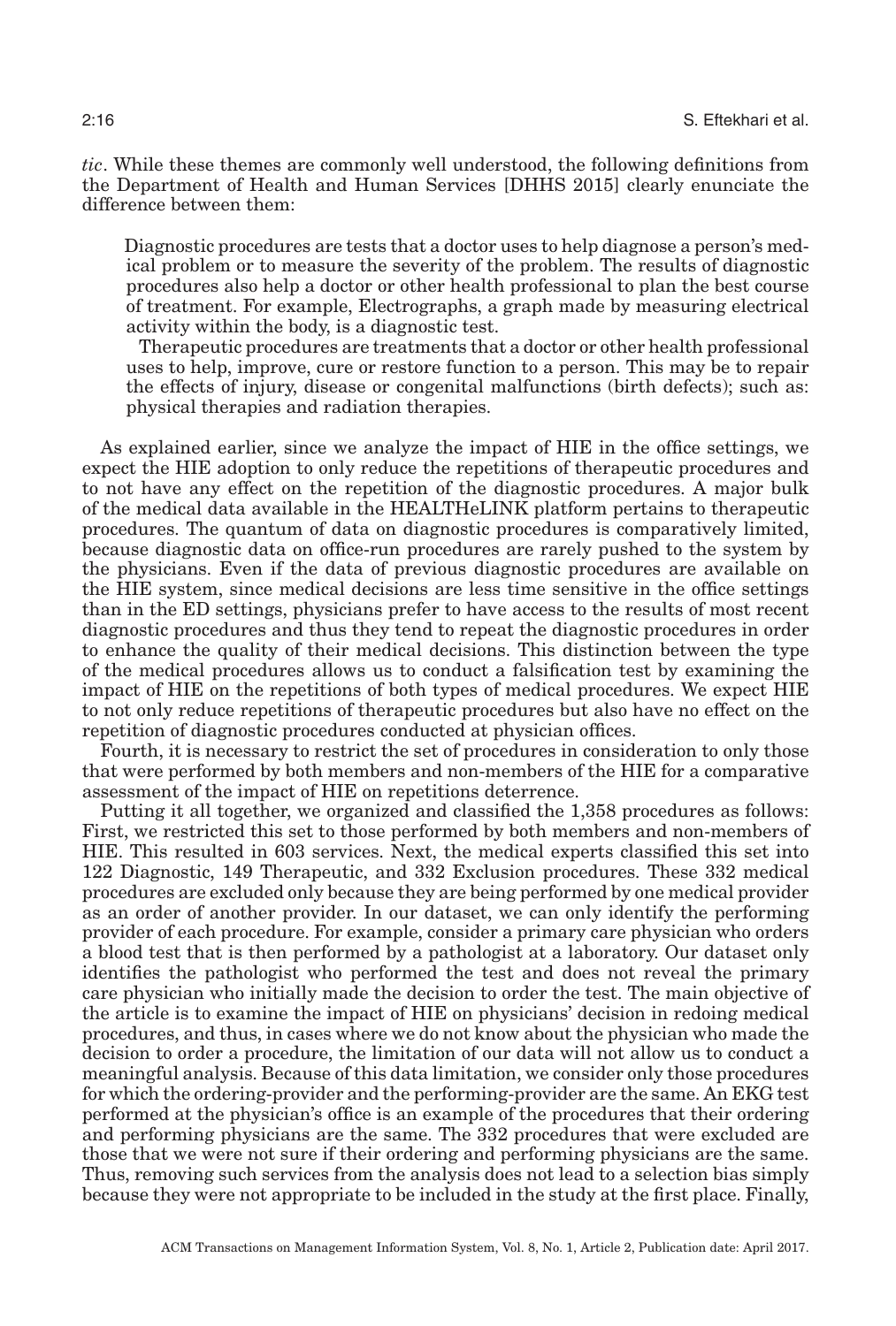*tic*. While these themes are commonly well understood, the following definitions from the Department of Health and Human Services [DHHS 2015] clearly enunciate the difference between them:

> Diagnostic procedures are tests that a doctor uses to help diagnose a person's medical problem or to measure the severity of the problem. The results of diagnostic procedures also help a doctor or other health professional to plan the best course of treatment. For example, Electrographs, a graph made by measuring electrical activity within the body, is a diagnostic test.
>
> Therapeutic procedures are treatments that a doctor or other health professional uses to help, improve, cure or restore function to a person. This may be to repair the effects of injury, disease or congenital malfunctions (birth defects); such as: physical therapies and radiation therapies.

As explained earlier, since we analyze the impact of HIE in the office settings, we expect the HIE adoption to only reduce the repetitions of therapeutic procedures and to not have any effect on the repetition of the diagnostic procedures. A major bulk of the medical data available in the HEALTHeLINK platform pertains to therapeutic procedures. The quantum of data on diagnostic procedures is comparatively limited, because diagnostic data on office-run procedures are rarely pushed to the system by the physicians. Even if the data of previous diagnostic procedures are available on the HIE system, since medical decisions are less time sensitive in the office settings than in the ED settings, physicians prefer to have access to the results of most recent diagnostic procedures and thus they tend to repeat the diagnostic procedures in order to enhance the quality of their medical decisions. This distinction between the type of the medical procedures allows us to conduct a falsification test by examining the impact of HIE on the repetitions of both types of medical procedures. We expect HIE to not only reduce repetitions of therapeutic procedures but also have no effect on the repetition of diagnostic procedures conducted at physician offices.

Fourth, it is necessary to restrict the set of procedures in consideration to only those that were performed by both members and non-members of the HIE for a comparative assessment of the impact of HIE on repetitions deterrence.

Putting it all together, we organized and classified the 1,358 procedures as follows: First, we restricted this set to those performed by both members and non-members of HIE. This resulted in 603 services. Next, the medical experts classified this set into 122 Diagnostic, 149 Therapeutic, and 332 Exclusion procedures. These 332 medical procedures are excluded only because they are being performed by one medical provider as an order of another provider. In our dataset, we can only identify the performing provider of each procedure. For example, consider a primary care physician who orders a blood test that is then performed by a pathologist at a laboratory. Our dataset only identifies the pathologist who performed the test and does not reveal the primary care physician who initially made the decision to order the test. The main objective of the article is to examine the impact of HIE on physicians' decision in redoing medical procedures, and thus, in cases where we do not know about the physician who made the decision to order a procedure, the limitation of our data will not allow us to conduct a meaningful analysis. Because of this data limitation, we consider only those procedures for which the ordering-provider and the performing-provider are the same. An EKG test performed at the physician's office is an example of the procedures that their ordering and performing physicians are the same. The 332 procedures that were excluded are those that we were not sure if their ordering and performing physicians are the same. Thus, removing such services from the analysis does not lead to a selection bias simply because they were not appropriate to be included in the study at the first place. Finally,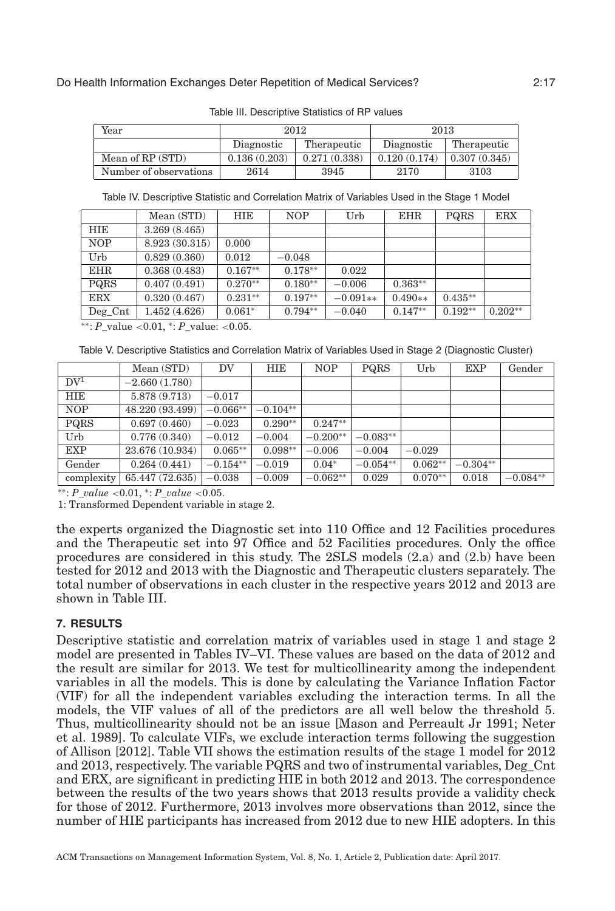Table III. Descriptive Statistics of RP values

| Year | 2012 | | 2013 | |
|---|---|---|---|---|
| | Diagnostic | Therapeutic | Diagnostic | Therapeutic |
| Mean of RP (STD) | 0.136 (0.203) | 0.271 (0.338) | 0.120 (0.174) | 0.307 (0.345) |
| Number of observations | 2614 | 3945 | 2170 | 3103 |

Table IV. Descriptive Statistic and Correlation Matrix of Variables Used in the Stage 1 Model

| | Mean (STD) | HIE | NOP | Urb | EHR | PQRS | ERX |
|---|---|---|---|---|---|---|---|
| HIE | 3.269 (8.465) | | | | | | |
| NOP | 8.923 (30.315) | 0.000 | | | | | |
| Urb | 0.829 (0.360) | 0.012 | −0.048 | | | | |
| EHR | 0.368 (0.483) | 0.167** | 0.178** | 0.022 | | | |
| PQRS | 0.407 (0.491) | 0.270** | 0.180** | −0.006 | 0.363** | | |
| ERX | 0.320 (0.467) | 0.231** | 0.197** | −0.091** | 0.490** | 0.435** | |
| Deg_Cnt | 1.452 (4.626) | 0.061* | 0.794** | −0.040 | 0.147** | 0.192** | 0.202** |

**: *P*_value <0.01, *: *P*_value: <0.05.

Table V. Descriptive Statistics and Correlation Matrix of Variables Used in Stage 2 (Diagnostic Cluster)

| | Mean (STD) | DV | HIE | NOP | PQRS | Urb | EXP | Gender |
|---|---|---|---|---|---|---|---|---|
| DV[1] | −2.660 (1.780) | | | | | | | |
| HIE | 5.878 (9.713) | −0.017 | | | | | | |
| NOP | 48.220 (93.499) | −0.066** | −0.104** | | | | | |
| PQRS | 0.697 (0.460) | −0.023 | 0.290** | 0.247** | | | | |
| Urb | 0.776 (0.340) | −0.012 | −0.004 | −0.200** | −0.083** | | | |
| EXP | 23.676 (10.934) | 0.065** | 0.098** | −0.006 | −0.004 | −0.029 | | |
| Gender | 0.264 (0.441) | −0.154** | −0.019 | 0.04* | −0.054** | 0.062** | −0.304** | |
| complexity | 65.447 (72.635) | −0.038 | −0.009 | −0.062** | 0.029 | 0.070** | 0.018 | −0.084** |

**: *P_value* <0.01, *: *P_value* <0.05.

1: Transformed Dependent variable in stage 2.

the experts organized the Diagnostic set into 110 Office and 12 Facilities procedures and the Therapeutic set into 97 Office and 52 Facilities procedures. Only the office procedures are considered in this study. The 2SLS models (2.a) and (2.b) have been tested for 2012 and 2013 with the Diagnostic and Therapeutic clusters separately. The total number of observations in each cluster in the respective years 2012 and 2013 are shown in Table III.

## 7. RESULTS

Descriptive statistic and correlation matrix of variables used in stage 1 and stage 2 model are presented in Tables IV–VI. These values are based on the data of 2012 and the result are similar for 2013. We test for multicollinearity among the independent variables in all the models. This is done by calculating the Variance Inflation Factor (VIF) for all the independent variables excluding the interaction terms. In all the models, the VIF values of all of the predictors are all well below the threshold 5. Thus, multicollinearity should not be an issue [Mason and Perreault Jr 1991; Neter et al. 1989]. To calculate VIFs, we exclude interaction terms following the suggestion of Allison [2012]. Table VII shows the estimation results of the stage 1 model for 2012 and 2013, respectively. The variable PQRS and two of instrumental variables, Deg_Cnt and ERX, are significant in predicting HIE in both 2012 and 2013. The correspondence between the results of the two years shows that 2013 results provide a validity check for those of 2012. Furthermore, 2013 involves more observations than 2012, since the number of HIE participants has increased from 2012 due to new HIE adopters. In this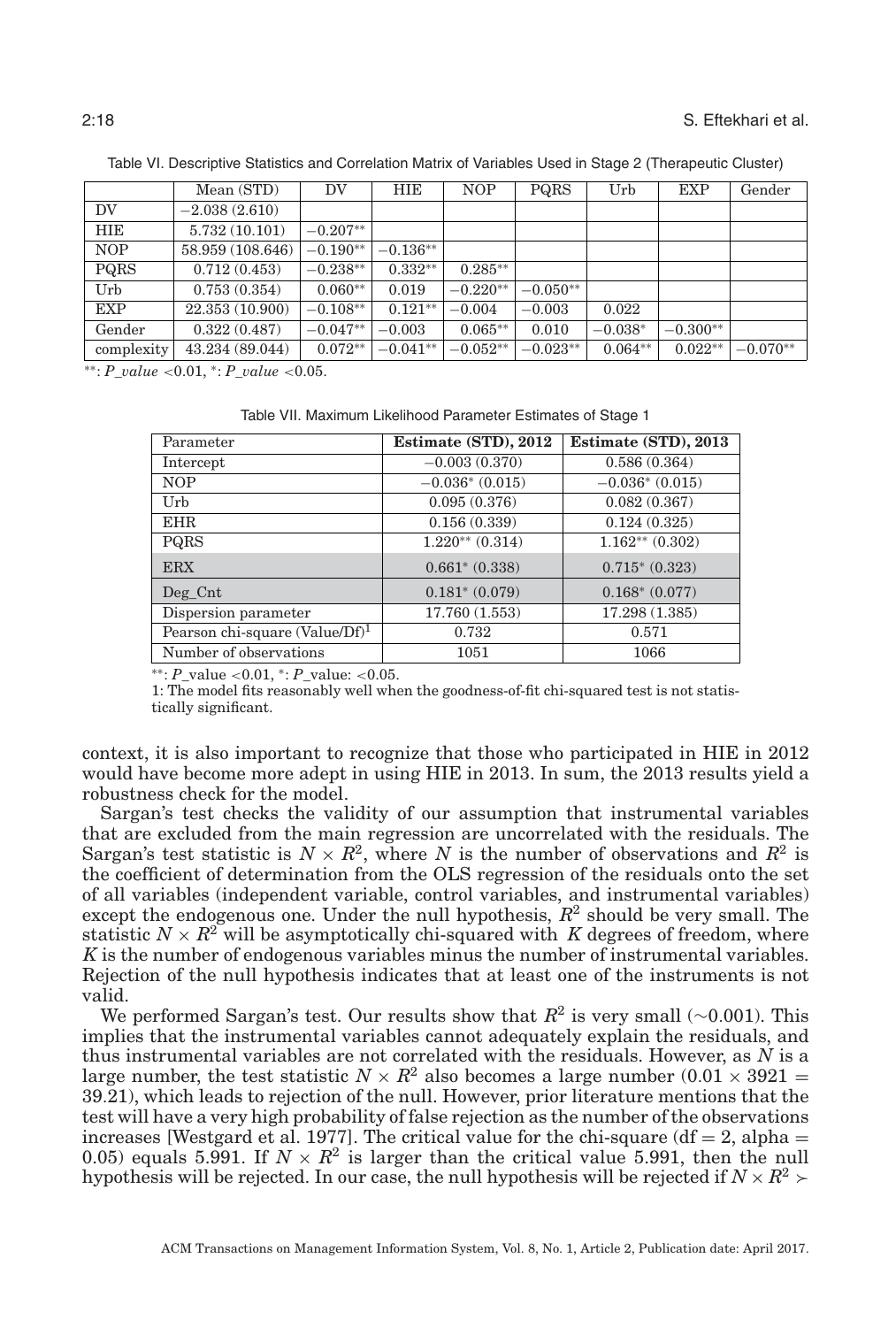Table VI. Descriptive Statistics and Correlation Matrix of Variables Used in Stage 2 (Therapeutic Cluster)

| | Mean (STD) | DV | HIE | NOP | PQRS | Urb | EXP | Gender |
|---|---|---|---|---|---|---|---|---|
| DV | −2.038 (2.610) | | | | | | | |
| HIE | 5.732 (10.101) | −0.207** | | | | | | |
| NOP | 58.959 (108.646) | −0.190** | −0.136** | | | | | |
| PQRS | 0.712 (0.453) | −0.238** | 0.332** | 0.285** | | | | |
| Urb | 0.753 (0.354) | 0.060** | 0.019 | −0.220** | −0.050** | | | |
| EXP | 22.353 (10.900) | −0.108** | 0.121** | −0.004 | −0.003 | 0.022 | | |
| Gender | 0.322 (0.487) | −0.047** | −0.003 | 0.065** | 0.010 | −0.038* | −0.300** | |
| complexity | 43.234 (89.044) | 0.072** | −0.041** | −0.052** | −0.023** | 0.064** | 0.022** | −0.070** |

**: *P_value* <0.01, *: *P_value* <0.05.

Table VII. Maximum Likelihood Parameter Estimates of Stage 1

| Parameter | **Estimate (STD), 2012** | **Estimate (STD), 2013** |
|---|---|---|
| Intercept | −0.003 (0.370) | 0.586 (0.364) |
| NOP | −0.036* (0.015) | −0.036* (0.015) |
| Urb | 0.095 (0.376) | 0.082 (0.367) |
| EHR | 0.156 (0.339) | 0.124 (0.325) |
| PQRS | 1.220** (0.314) | 1.162** (0.302) |
| ERX | 0.661* (0.338) | 0.715* (0.323) |
| Deg_Cnt | 0.181* (0.079) | 0.168* (0.077) |
| Dispersion parameter | 17.760 (1.553) | 17.298 (1.385) |
| Pearson chi-square (Value/Df)[1] | 0.732 | 0.571 |
| Number of observations | 1051 | 1066 |

**: *P*_value <0.01, *: *P*_value: <0.05.

1: The model fits reasonably well when the goodness-of-fit chi-squared test is not statistically significant.

context, it is also important to recognize that those who participated in HIE in 2012 would have become more adept in using HIE in 2013. In sum, the 2013 results yield a robustness check for the model.

Sargan's test checks the validity of our assumption that instrumental variables that are excluded from the main regression are uncorrelated with the residuals. The Sargan's test statistic is $N \times R^2$, where $N$ is the number of observations and $R^2$ is the coefficient of determination from the OLS regression of the residuals onto the set of all variables (independent variable, control variables, and instrumental variables) except the endogenous one. Under the null hypothesis, $R^2$ should be very small. The statistic $N \times R^2$ will be asymptotically chi-squared with $K$ degrees of freedom, where $K$ is the number of endogenous variables minus the number of instrumental variables. Rejection of the null hypothesis indicates that at least one of the instruments is not valid.

We performed Sargan's test. Our results show that $R^2$ is very small ($\sim$0.001). This implies that the instrumental variables cannot adequately explain the residuals, and thus instrumental variables are not correlated with the residuals. However, as $N$ is a large number, the test statistic $N \times R^2$ also becomes a large number ($0.01 \times 3921 = 39.21$), which leads to rejection of the null. However, prior literature mentions that the test will have a very high probability of false rejection as the number of the observations increases [Westgard et al. 1977]. The critical value for the chi-square (df = 2, alpha = 0.05) equals 5.991. If $N \times R^2$ is larger than the critical value 5.991, then the null hypothesis will be rejected. In our case, the null hypothesis will be rejected if $N \times R^2 \succ$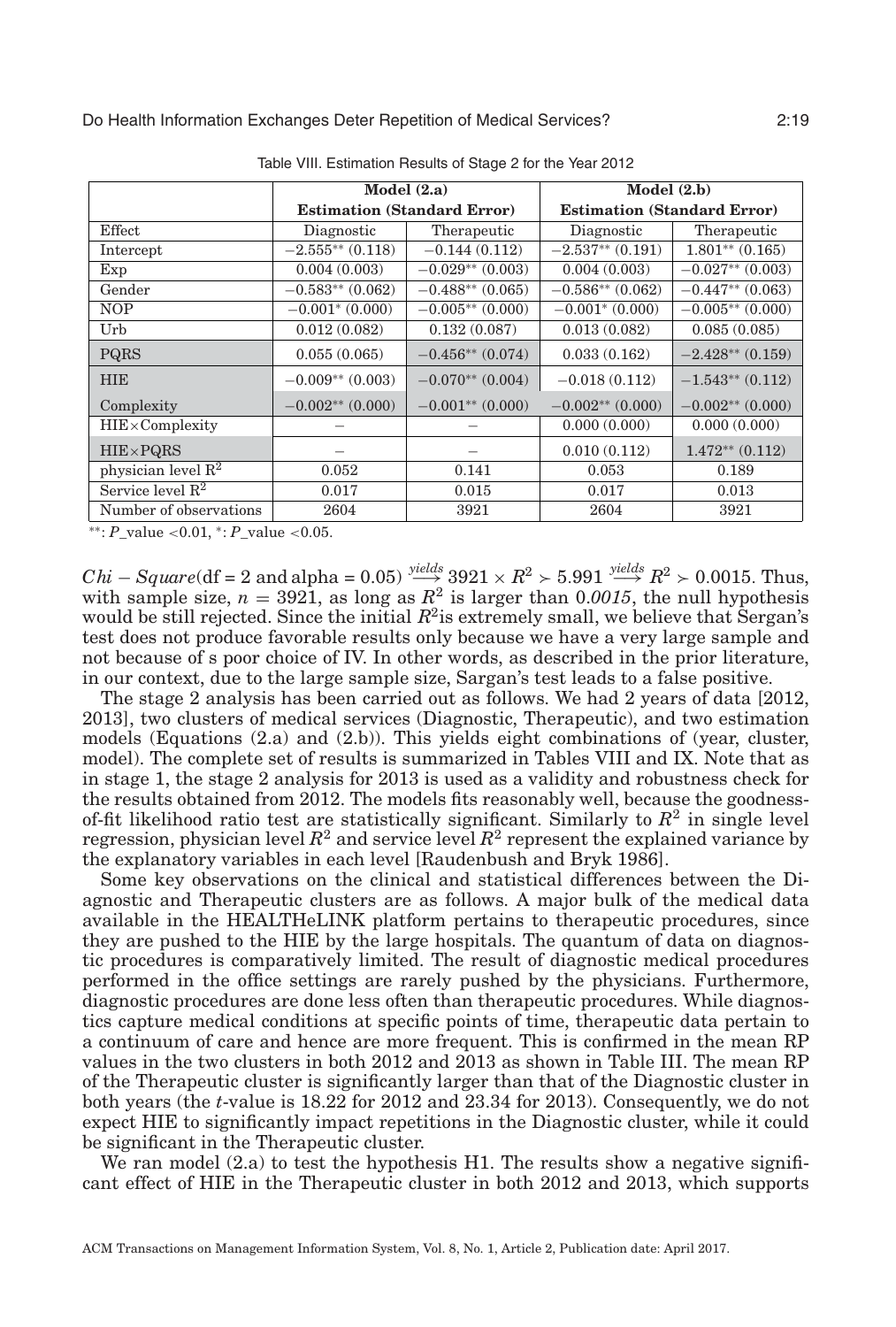Table VIII. Estimation Results of Stage 2 for the Year 2012

| | **Model (2.a)** | | **Model (2.b)** | |
|---|---|---|---|---|
| | **Estimation (Standard Error)** | | **Estimation (Standard Error)** | |
| Effect | Diagnostic | Therapeutic | Diagnostic | Therapeutic |
| Intercept | −2.555** (0.118) | −0.144 (0.112) | −2.537** (0.191) | 1.801** (0.165) |
| Exp | 0.004 (0.003) | −0.029** (0.003) | 0.004 (0.003) | −0.027** (0.003) |
| Gender | −0.583** (0.062) | −0.488** (0.065) | −0.586** (0.062) | −0.447** (0.063) |
| NOP | −0.001* (0.000) | −0.005** (0.000) | −0.001* (0.000) | −0.005** (0.000) |
| Urb | 0.012 (0.082) | 0.132 (0.087) | 0.013 (0.082) | 0.085 (0.085) |
| PQRS | 0.055 (0.065) | −0.456** (0.074) | 0.033 (0.162) | −2.428** (0.159) |
| HIE | −0.009** (0.003) | −0.070** (0.004) | −0.018 (0.112) | −1.543** (0.112) |
| Complexity | −0.002** (0.000) | −0.001** (0.000) | −0.002** (0.000) | −0.002** (0.000) |
| HIE×Complexity | – | – | 0.000 (0.000) | 0.000 (0.000) |
| HIE×PQRS | – | – | 0.010 (0.112) | 1.472** (0.112) |
| physician level $R^2$ | 0.052 | 0.141 | 0.053 | 0.189 |
| Service level $R^2$ | 0.017 | 0.015 | 0.017 | 0.013 |
| Number of observations | 2604 | 3921 | 2604 | 3921 |

**: *P*_value <0.01, *: *P*_value <0.05.

$Chi-Square(\text{df} = 2 \text{ and alpha} = 0.05) \xrightarrow{yields} 3921 \times R^2 \succ 5.991 \xrightarrow{yields} R^2 \succ 0.0015$. Thus, with sample size, $n = 3921$, as long as $R^2$ is larger than *0.0015*, the null hypothesis would be still rejected. Since the initial $R^2$ is extremely small, we believe that Sergan's test does not produce favorable results only because we have a very large sample and not because of s poor choice of IV. In other words, as described in the prior literature, in our context, due to the large sample size, Sargan's test leads to a false positive.

The stage 2 analysis has been carried out as follows. We had 2 years of data [2012, 2013], two clusters of medical services (Diagnostic, Therapeutic), and two estimation models (Equations (2.a) and (2.b)). This yields eight combinations of (year, cluster, model). The complete set of results is summarized in Tables VIII and IX. Note that as in stage 1, the stage 2 analysis for 2013 is used as a validity and robustness check for the results obtained from 2012. The models fits reasonably well, because the goodness-of-fit likelihood ratio test are statistically significant. Similarly to $R^2$ in single level regression, physician level $R^2$ and service level $R^2$ represent the explained variance by the explanatory variables in each level [Raudenbush and Bryk 1986].

Some key observations on the clinical and statistical differences between the Diagnostic and Therapeutic clusters are as follows. A major bulk of the medical data available in the HEALTHeLINK platform pertains to therapeutic procedures, since they are pushed to the HIE by the large hospitals. The quantum of data on diagnostic procedures is comparatively limited. The result of diagnostic medical procedures performed in the office settings are rarely pushed by the physicians. Furthermore, diagnostic procedures are done less often than therapeutic procedures. While diagnostics capture medical conditions at specific points of time, therapeutic data pertain to a continuum of care and hence are more frequent. This is confirmed in the mean RP values in the two clusters in both 2012 and 2013 as shown in Table III. The mean RP of the Therapeutic cluster is significantly larger than that of the Diagnostic cluster in both years (the *t*-value is 18.22 for 2012 and 23.34 for 2013). Consequently, we do not expect HIE to significantly impact repetitions in the Diagnostic cluster, while it could be significant in the Therapeutic cluster.

We ran model (2.a) to test the hypothesis H1. The results show a negative significant effect of HIE in the Therapeutic cluster in both 2012 and 2013, which supports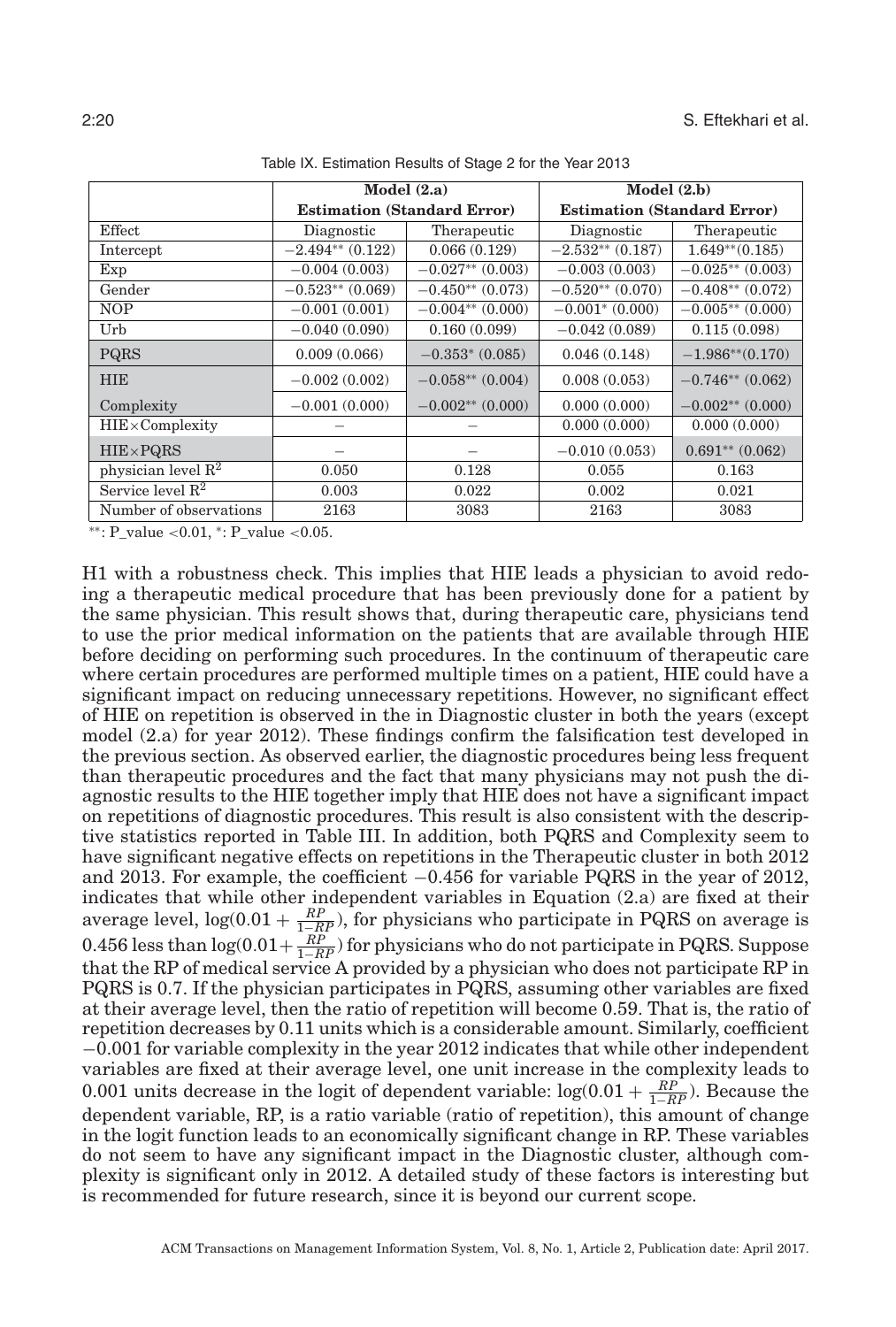Table IX. Estimation Results of Stage 2 for the Year 2013

| | Model (2.a) | | Model (2.b) | |
|---|---|---|---|---|
| | Estimation (Standard Error) | | Estimation (Standard Error) | |
| Effect | Diagnostic | Therapeutic | Diagnostic | Therapeutic |
| Intercept | −2.494** (0.122) | 0.066 (0.129) | −2.532** (0.187) | 1.649**(0.185) |
| Exp | −0.004 (0.003) | −0.027** (0.003) | −0.003 (0.003) | −0.025** (0.003) |
| Gender | −0.523** (0.069) | −0.450** (0.073) | −0.520** (0.070) | −0.408** (0.072) |
| NOP | −0.001 (0.001) | −0.004** (0.000) | −0.001* (0.000) | −0.005** (0.000) |
| Urb | −0.040 (0.090) | 0.160 (0.099) | −0.042 (0.089) | 0.115 (0.098) |
| PQRS | 0.009 (0.066) | −0.353* (0.085) | 0.046 (0.148) | −1.986**(0.170) |
| HIE | −0.002 (0.002) | −0.058** (0.004) | 0.008 (0.053) | −0.746** (0.062) |
| Complexity | −0.001 (0.000) | −0.002** (0.000) | 0.000 (0.000) | −0.002** (0.000) |
| HIE×Complexity | – | – | 0.000 (0.000) | 0.000 (0.000) |
| HIE×PQRS | – | – | −0.010 (0.053) | 0.691** (0.062) |
| physician level $R^2$ | 0.050 | 0.128 | 0.055 | 0.163 |
| Service level $R^2$ | 0.003 | 0.022 | 0.002 | 0.021 |
| Number of observations | 2163 | 3083 | 2163 | 3083 |

**: P_value <0.01, *: P_value <0.05.

H1 with a robustness check. This implies that HIE leads a physician to avoid redoing a therapeutic medical procedure that has been previously done for a patient by the same physician. This result shows that, during therapeutic care, physicians tend to use the prior medical information on the patients that are available through HIE before deciding on performing such procedures. In the continuum of therapeutic care where certain procedures are performed multiple times on a patient, HIE could have a significant impact on reducing unnecessary repetitions. However, no significant effect of HIE on repetition is observed in the in Diagnostic cluster in both the years (except model (2.a) for year 2012). These findings confirm the falsification test developed in the previous section. As observed earlier, the diagnostic procedures being less frequent than therapeutic procedures and the fact that many physicians may not push the diagnostic results to the HIE together imply that HIE does not have a significant impact on repetitions of diagnostic procedures. This result is also consistent with the descriptive statistics reported in Table III. In addition, both PQRS and Complexity seem to have significant negative effects on repetitions in the Therapeutic cluster in both 2012 and 2013. For example, the coefficient −0.456 for variable PQRS in the year of 2012, indicates that while other independent variables in Equation (2.a) are fixed at their average level, $\log(0.01 + \frac{RP}{1-RP})$, for physicians who participate in PQRS on average is 0.456 less than $\log(0.01+\frac{RP}{1-RP})$ for physicians who do not participate in PQRS. Suppose that the RP of medical service A provided by a physician who does not participate RP in PQRS is 0.7. If the physician participates in PQRS, assuming other variables are fixed at their average level, then the ratio of repetition will become 0.59. That is, the ratio of repetition decreases by 0.11 units which is a considerable amount. Similarly, coefficient −0.001 for variable complexity in the year 2012 indicates that while other independent variables are fixed at their average level, one unit increase in the complexity leads to 0.001 units decrease in the logit of dependent variable: $\log(0.01 + \frac{RP}{1-RP})$. Because the dependent variable, RP, is a ratio variable (ratio of repetition), this amount of change in the logit function leads to an economically significant change in RP. These variables do not seem to have any significant impact in the Diagnostic cluster, although complexity is significant only in 2012. A detailed study of these factors is interesting but is recommended for future research, since it is beyond our current scope.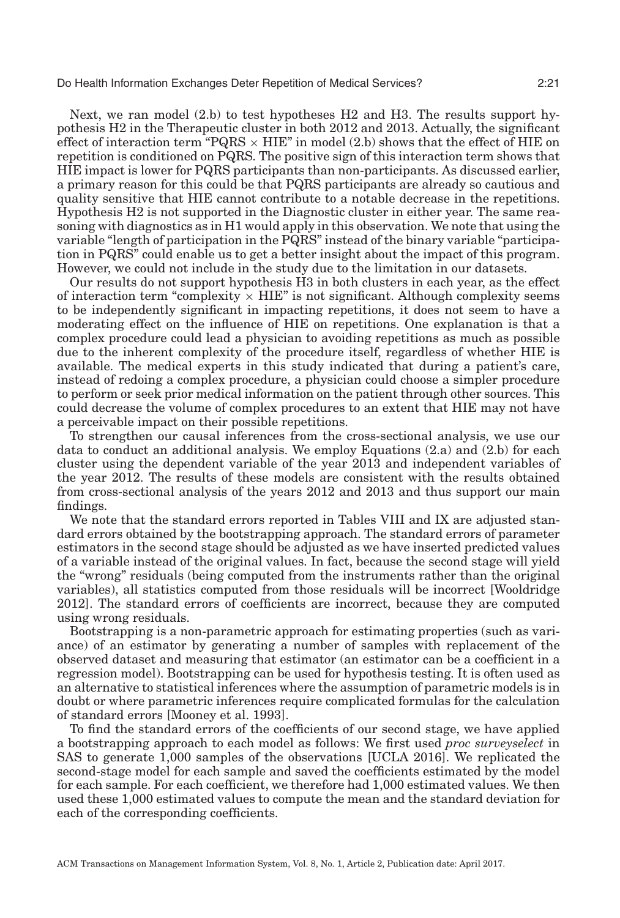Next, we ran model (2.b) to test hypotheses H2 and H3. The results support hypothesis H2 in the Therapeutic cluster in both 2012 and 2013. Actually, the significant effect of interaction term "PQRS × HIE" in model (2.b) shows that the effect of HIE on repetition is conditioned on PQRS. The positive sign of this interaction term shows that HIE impact is lower for PQRS participants than non-participants. As discussed earlier, a primary reason for this could be that PQRS participants are already so cautious and quality sensitive that HIE cannot contribute to a notable decrease in the repetitions. Hypothesis H2 is not supported in the Diagnostic cluster in either year. The same reasoning with diagnostics as in H1 would apply in this observation. We note that using the variable "length of participation in the PQRS" instead of the binary variable "participation in PQRS" could enable us to get a better insight about the impact of this program. However, we could not include in the study due to the limitation in our datasets.

Our results do not support hypothesis H3 in both clusters in each year, as the effect of interaction term "complexity × HIE" is not significant. Although complexity seems to be independently significant in impacting repetitions, it does not seem to have a moderating effect on the influence of HIE on repetitions. One explanation is that a complex procedure could lead a physician to avoiding repetitions as much as possible due to the inherent complexity of the procedure itself, regardless of whether HIE is available. The medical experts in this study indicated that during a patient's care, instead of redoing a complex procedure, a physician could choose a simpler procedure to perform or seek prior medical information on the patient through other sources. This could decrease the volume of complex procedures to an extent that HIE may not have a perceivable impact on their possible repetitions.

To strengthen our causal inferences from the cross-sectional analysis, we use our data to conduct an additional analysis. We employ Equations (2.a) and (2.b) for each cluster using the dependent variable of the year 2013 and independent variables of the year 2012. The results of these models are consistent with the results obtained from cross-sectional analysis of the years 2012 and 2013 and thus support our main findings.

We note that the standard errors reported in Tables VIII and IX are adjusted standard errors obtained by the bootstrapping approach. The standard errors of parameter estimators in the second stage should be adjusted as we have inserted predicted values of a variable instead of the original values. In fact, because the second stage will yield the "wrong" residuals (being computed from the instruments rather than the original variables), all statistics computed from those residuals will be incorrect [Wooldridge 2012]. The standard errors of coefficients are incorrect, because they are computed using wrong residuals.

Bootstrapping is a non-parametric approach for estimating properties (such as variance) of an estimator by generating a number of samples with replacement of the observed dataset and measuring that estimator (an estimator can be a coefficient in a regression model). Bootstrapping can be used for hypothesis testing. It is often used as an alternative to statistical inferences where the assumption of parametric models is in doubt or where parametric inferences require complicated formulas for the calculation of standard errors [Mooney et al. 1993].

To find the standard errors of the coefficients of our second stage, we have applied a bootstrapping approach to each model as follows: We first used *proc surveyselect* in SAS to generate 1,000 samples of the observations [UCLA 2016]. We replicated the second-stage model for each sample and saved the coefficients estimated by the model for each sample. For each coefficient, we therefore had 1,000 estimated values. We then used these 1,000 estimated values to compute the mean and the standard deviation for each of the corresponding coefficients.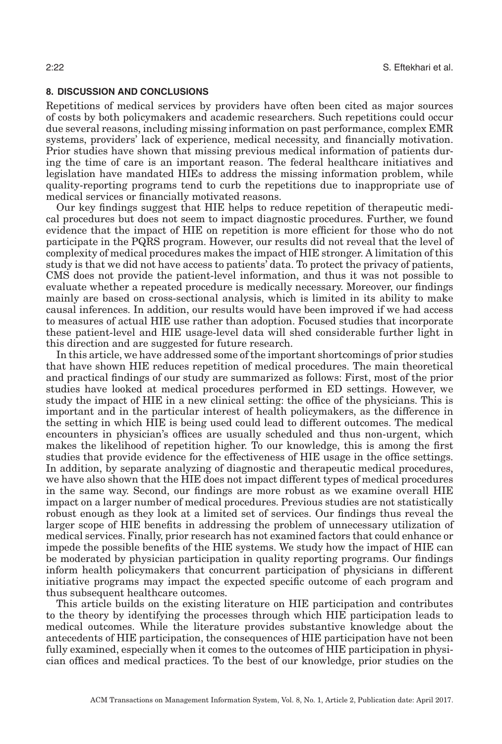## 8. DISCUSSION AND CONCLUSIONS

Repetitions of medical services by providers have often been cited as major sources of costs by both policymakers and academic researchers. Such repetitions could occur due several reasons, including missing information on past performance, complex EMR systems, providers' lack of experience, medical necessity, and financially motivation. Prior studies have shown that missing previous medical information of patients during the time of care is an important reason. The federal healthcare initiatives and legislation have mandated HIEs to address the missing information problem, while quality-reporting programs tend to curb the repetitions due to inappropriate use of medical services or financially motivated reasons.

Our key findings suggest that HIE helps to reduce repetition of therapeutic medical procedures but does not seem to impact diagnostic procedures. Further, we found evidence that the impact of HIE on repetition is more efficient for those who do not participate in the PQRS program. However, our results did not reveal that the level of complexity of medical procedures makes the impact of HIE stronger. A limitation of this study is that we did not have access to patients' data. To protect the privacy of patients, CMS does not provide the patient-level information, and thus it was not possible to evaluate whether a repeated procedure is medically necessary. Moreover, our findings mainly are based on cross-sectional analysis, which is limited in its ability to make causal inferences. In addition, our results would have been improved if we had access to measures of actual HIE use rather than adoption. Focused studies that incorporate these patient-level and HIE usage-level data will shed considerable further light in this direction and are suggested for future research.

In this article, we have addressed some of the important shortcomings of prior studies that have shown HIE reduces repetition of medical procedures. The main theoretical and practical findings of our study are summarized as follows: First, most of the prior studies have looked at medical procedures performed in ED settings. However, we study the impact of HIE in a new clinical setting: the office of the physicians. This is important and in the particular interest of health policymakers, as the difference in the setting in which HIE is being used could lead to different outcomes. The medical encounters in physician's offices are usually scheduled and thus non-urgent, which makes the likelihood of repetition higher. To our knowledge, this is among the first studies that provide evidence for the effectiveness of HIE usage in the office settings. In addition, by separate analyzing of diagnostic and therapeutic medical procedures, we have also shown that the HIE does not impact different types of medical procedures in the same way. Second, our findings are more robust as we examine overall HIE impact on a larger number of medical procedures. Previous studies are not statistically robust enough as they look at a limited set of services. Our findings thus reveal the larger scope of HIE benefits in addressing the problem of unnecessary utilization of medical services. Finally, prior research has not examined factors that could enhance or impede the possible benefits of the HIE systems. We study how the impact of HIE can be moderated by physician participation in quality reporting programs. Our findings inform health policymakers that concurrent participation of physicians in different initiative programs may impact the expected specific outcome of each program and thus subsequent healthcare outcomes.

This article builds on the existing literature on HIE participation and contributes to the theory by identifying the processes through which HIE participation leads to medical outcomes. While the literature provides substantive knowledge about the antecedents of HIE participation, the consequences of HIE participation have not been fully examined, especially when it comes to the outcomes of HIE participation in physician offices and medical practices. To the best of our knowledge, prior studies on the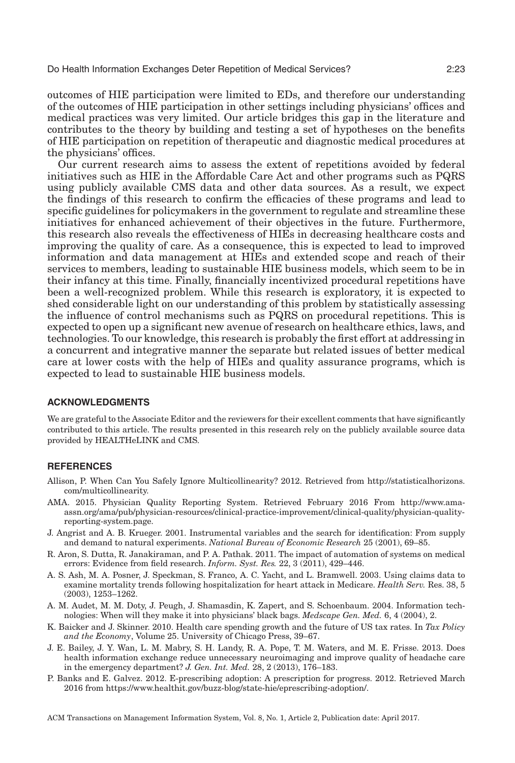outcomes of HIE participation were limited to EDs, and therefore our understanding of the outcomes of HIE participation in other settings including physicians' offices and medical practices was very limited. Our article bridges this gap in the literature and contributes to the theory by building and testing a set of hypotheses on the benefits of HIE participation on repetition of therapeutic and diagnostic medical procedures at the physicians' offices.

Our current research aims to assess the extent of repetitions avoided by federal initiatives such as HIE in the Affordable Care Act and other programs such as PQRS using publicly available CMS data and other data sources. As a result, we expect the findings of this research to confirm the efficacies of these programs and lead to specific guidelines for policymakers in the government to regulate and streamline these initiatives for enhanced achievement of their objectives in the future. Furthermore, this research also reveals the effectiveness of HIEs in decreasing healthcare costs and improving the quality of care. As a consequence, this is expected to lead to improved information and data management at HIEs and extended scope and reach of their services to members, leading to sustainable HIE business models, which seem to be in their infancy at this time. Finally, financially incentivized procedural repetitions have been a well-recognized problem. While this research is exploratory, it is expected to shed considerable light on our understanding of this problem by statistically assessing the influence of control mechanisms such as PQRS on procedural repetitions. This is expected to open up a significant new avenue of research on healthcare ethics, laws, and technologies. To our knowledge, this research is probably the first effort at addressing in a concurrent and integrative manner the separate but related issues of better medical care at lower costs with the help of HIEs and quality assurance programs, which is expected to lead to sustainable HIE business models.

## ACKNOWLEDGMENTS

We are grateful to the Associate Editor and the reviewers for their excellent comments that have significantly contributed to this article. The results presented in this research rely on the publicly available source data provided by HEALTHeLINK and CMS.

## REFERENCES

Allison, P. When Can You Safely Ignore Multicollinearity? 2012. Retrieved from http://statisticalhorizons.com/multicollinearity.

AMA. 2015. Physician Quality Reporting System. Retrieved February 2016 From http://www.ama-assn.org/ama/pub/physician-resources/clinical-practice-improvement/clinical-quality/physician-quality-reporting-system.page.

J. Angrist and A. B. Krueger. 2001. Instrumental variables and the search for identification: From supply and demand to natural experiments. *National Bureau of Economic Research* 25 (2001), 69–85.

R. Aron, S. Dutta, R. Janakiraman, and P. A. Pathak. 2011. The impact of automation of systems on medical errors: Evidence from field research. *Inform. Syst. Res.* 22, 3 (2011), 429–446.

A. S. Ash, M. A. Posner, J. Speckman, S. Franco, A. C. Yacht, and L. Bramwell. 2003. Using claims data to examine mortality trends following hospitalization for heart attack in Medicare. *Health Serv.* Res. 38, 5 (2003), 1253–1262.

A. M. Audet, M. M. Doty, J. Peugh, J. Shamasdin, K. Zapert, and S. Schoenbaum. 2004. Information technologies: When will they make it into physicians' black bags. *Medscape Gen. Med.* 6, 4 (2004), 2.

K. Baicker and J. Skinner. 2010. Health care spending growth and the future of US tax rates. In *Tax Policy and the Economy*, Volume 25. University of Chicago Press, 39–67.

J. E. Bailey, J. Y. Wan, L. M. Mabry, S. H. Landy, R. A. Pope, T. M. Waters, and M. E. Frisse. 2013. Does health information exchange reduce unnecessary neuroimaging and improve quality of headache care in the emergency department? *J. Gen. Int. Med.* 28, 2 (2013), 176–183.

P. Banks and E. Galvez. 2012. E-prescribing adoption: A prescription for progress. 2012. Retrieved March 2016 from https://www.healthit.gov/buzz-blog/state-hie/eprescribing-adoption/.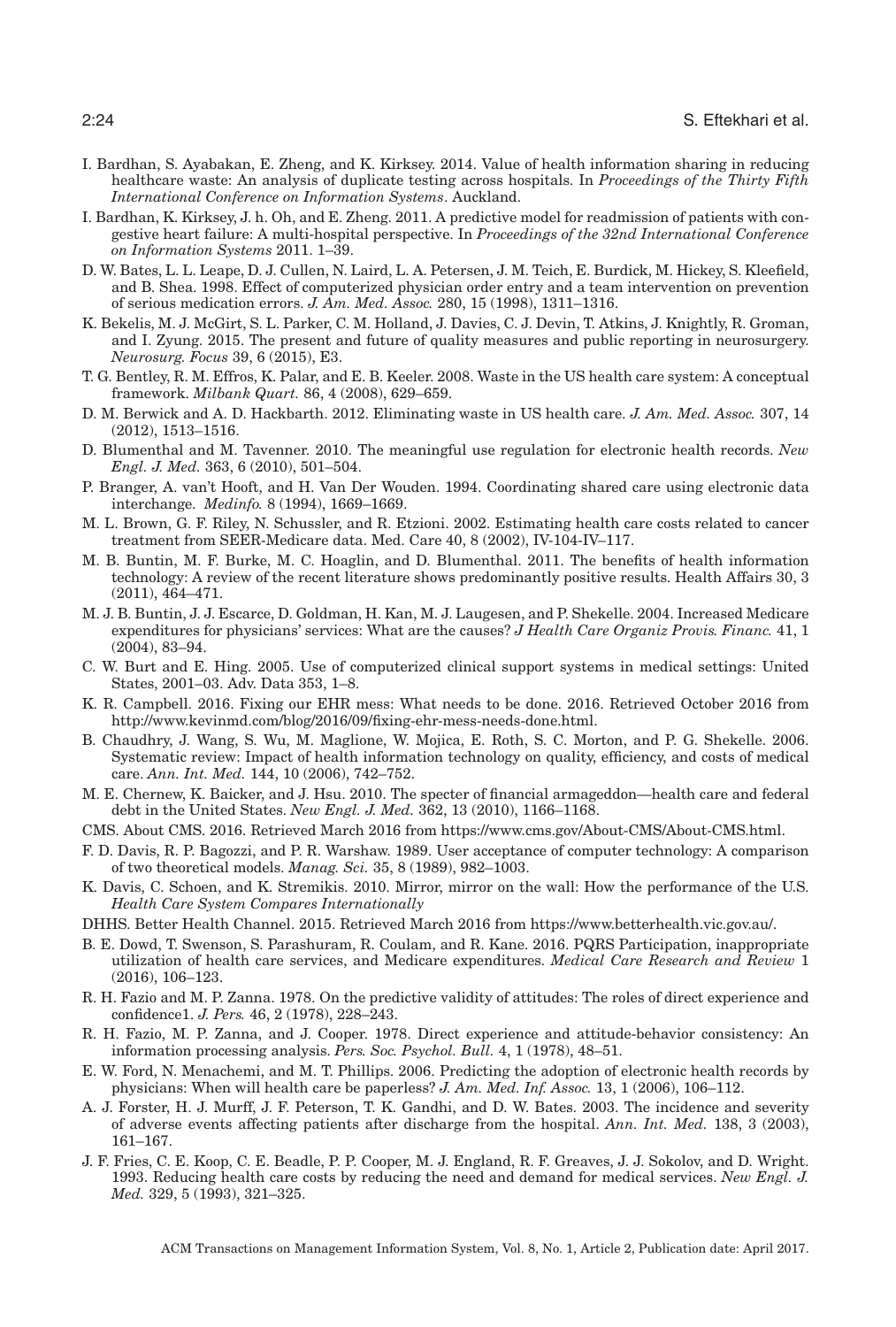I. Bardhan, S. Ayabakan, E. Zheng, and K. Kirksey. 2014. Value of health information sharing in reducing healthcare waste: An analysis of duplicate testing across hospitals. In *Proceedings of the Thirty Fifth International Conference on Information Systems*. Auckland.

I. Bardhan, K. Kirksey, J. h. Oh, and E. Zheng. 2011. A predictive model for readmission of patients with congestive heart failure: A multi-hospital perspective. In *Proceedings of the 32nd International Conference on Information Systems* 2011. 1–39.

D. W. Bates, L. L. Leape, D. J. Cullen, N. Laird, L. A. Petersen, J. M. Teich, E. Burdick, M. Hickey, S. Kleefield, and B. Shea. 1998. Effect of computerized physician order entry and a team intervention on prevention of serious medication errors. *J. Am. Med. Assoc.* 280, 15 (1998), 1311–1316.

K. Bekelis, M. J. McGirt, S. L. Parker, C. M. Holland, J. Davies, C. J. Devin, T. Atkins, J. Knightly, R. Groman, and I. Zyung. 2015. The present and future of quality measures and public reporting in neurosurgery. *Neurosurg. Focus* 39, 6 (2015), E3.

T. G. Bentley, R. M. Effros, K. Palar, and E. B. Keeler. 2008. Waste in the US health care system: A conceptual framework. *Milbank Quart.* 86, 4 (2008), 629–659.

D. M. Berwick and A. D. Hackbarth. 2012. Eliminating waste in US health care. *J. Am. Med. Assoc.* 307, 14 (2012), 1513–1516.

D. Blumenthal and M. Tavenner. 2010. The meaningful use regulation for electronic health records. *New Engl. J. Med.* 363, 6 (2010), 501–504.

P. Branger, A. van't Hooft, and H. Van Der Wouden. 1994. Coordinating shared care using electronic data interchange. *Medinfo.* 8 (1994), 1669–1669.

M. L. Brown, G. F. Riley, N. Schussler, and R. Etzioni. 2002. Estimating health care costs related to cancer treatment from SEER-Medicare data. Med. Care 40, 8 (2002), IV-104-IV–117.

M. B. Buntin, M. F. Burke, M. C. Hoaglin, and D. Blumenthal. 2011. The benefits of health information technology: A review of the recent literature shows predominantly positive results. Health Affairs 30, 3 (2011), 464–471.

M. J. B. Buntin, J. J. Escarce, D. Goldman, H. Kan, M. J. Laugesen, and P. Shekelle. 2004. Increased Medicare expenditures for physicians' services: What are the causes? *J Health Care Organiz Provis. Financ.* 41, 1 (2004), 83–94.

C. W. Burt and E. Hing. 2005. Use of computerized clinical support systems in medical settings: United States, 2001–03. Adv. Data 353, 1–8.

K. R. Campbell. 2016. Fixing our EHR mess: What needs to be done. 2016. Retrieved October 2016 from http://www.kevinmd.com/blog/2016/09/fixing-ehr-mess-needs-done.html.

B. Chaudhry, J. Wang, S. Wu, M. Maglione, W. Mojica, E. Roth, S. C. Morton, and P. G. Shekelle. 2006. Systematic review: Impact of health information technology on quality, efficiency, and costs of medical care. *Ann. Int. Med.* 144, 10 (2006), 742–752.

M. E. Chernew, K. Baicker, and J. Hsu. 2010. The specter of financial armageddon—health care and federal debt in the United States. *New Engl. J. Med.* 362, 13 (2010), 1166–1168.

CMS. About CMS. 2016. Retrieved March 2016 from https://www.cms.gov/About-CMS/About-CMS.html.

F. D. Davis, R. P. Bagozzi, and P. R. Warshaw. 1989. User acceptance of computer technology: A comparison of two theoretical models. *Manag. Sci.* 35, 8 (1989), 982–1003.

K. Davis, C. Schoen, and K. Stremikis. 2010. Mirror, mirror on the wall: How the performance of the U.S. *Health Care System Compares Internationally*

DHHS. Better Health Channel. 2015. Retrieved March 2016 from https://www.betterhealth.vic.gov.au/.

B. E. Dowd, T. Swenson, S. Parashuram, R. Coulam, and R. Kane. 2016. PQRS Participation, inappropriate utilization of health care services, and Medicare expenditures. *Medical Care Research and Review* 1 (2016), 106–123.

R. H. Fazio and M. P. Zanna. 1978. On the predictive validity of attitudes: The roles of direct experience and confidence1. *J. Pers.* 46, 2 (1978), 228–243.

R. H. Fazio, M. P. Zanna, and J. Cooper. 1978. Direct experience and attitude-behavior consistency: An information processing analysis. *Pers. Soc. Psychol. Bull.* 4, 1 (1978), 48–51.

E. W. Ford, N. Menachemi, and M. T. Phillips. 2006. Predicting the adoption of electronic health records by physicians: When will health care be paperless? *J. Am. Med. Inf. Assoc.* 13, 1 (2006), 106–112.

A. J. Forster, H. J. Murff, J. F. Peterson, T. K. Gandhi, and D. W. Bates. 2003. The incidence and severity of adverse events affecting patients after discharge from the hospital. *Ann. Int. Med.* 138, 3 (2003), 161–167.

J. F. Fries, C. E. Koop, C. E. Beadle, P. P. Cooper, M. J. England, R. F. Greaves, J. J. Sokolov, and D. Wright. 1993. Reducing health care costs by reducing the need and demand for medical services. *New Engl. J. Med.* 329, 5 (1993), 321–325.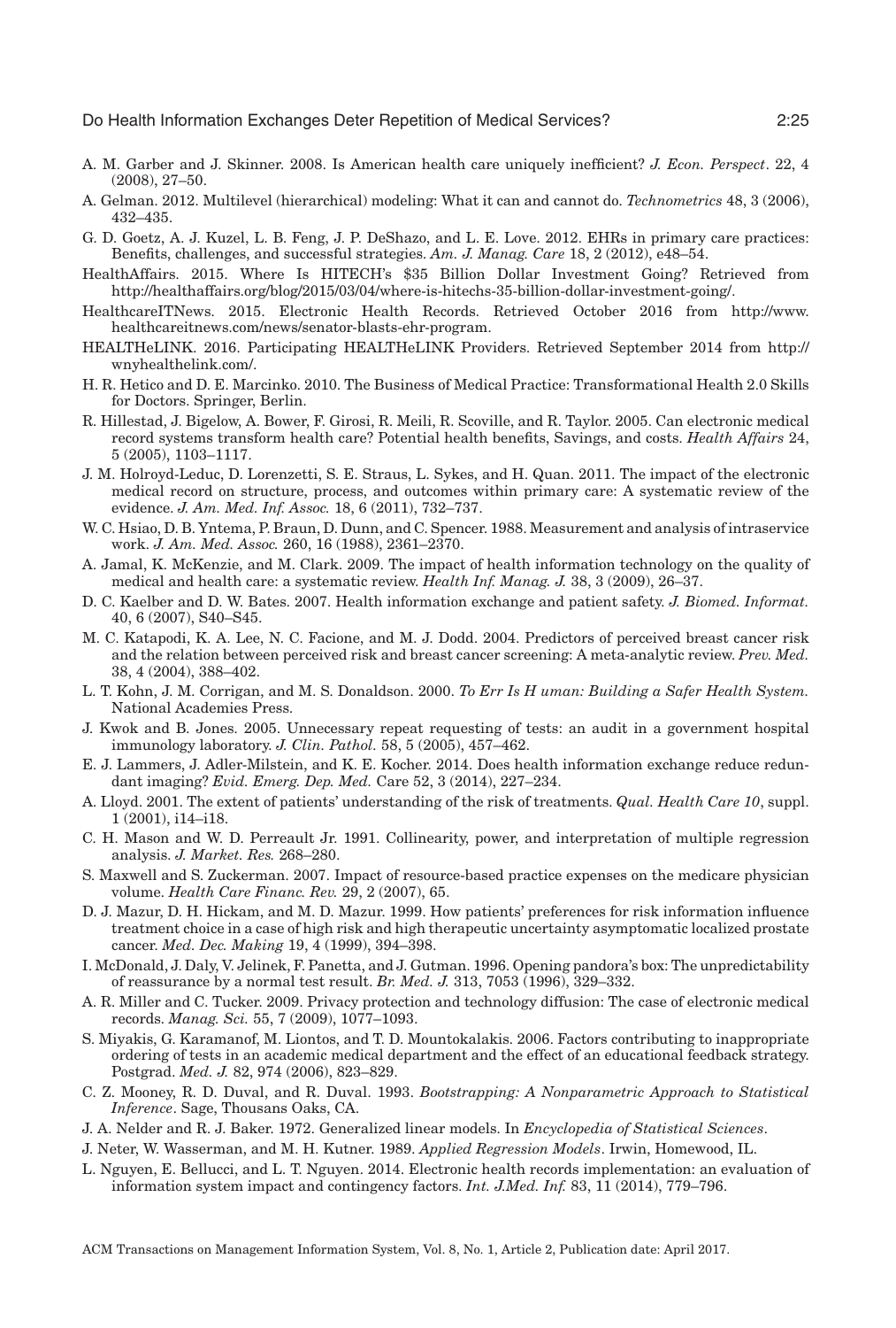A. M. Garber and J. Skinner. 2008. Is American health care uniquely inefficient? *J. Econ. Perspect*. 22, 4 (2008), 27–50.

A. Gelman. 2012. Multilevel (hierarchical) modeling: What it can and cannot do. *Technometrics* 48, 3 (2006), 432–435.

G. D. Goetz, A. J. Kuzel, L. B. Feng, J. P. DeShazo, and L. E. Love. 2012. EHRs in primary care practices: Benefits, challenges, and successful strategies. *Am. J. Manag. Care* 18, 2 (2012), e48–54.

HealthAffairs. 2015. Where Is HITECH's $35 Billion Dollar Investment Going? Retrieved from http://healthaffairs.org/blog/2015/03/04/where-is-hitechs-35-billion-dollar-investment-going/.

HealthcareITNews. 2015. Electronic Health Records. Retrieved October 2016 from http://www.healthcareitnews.com/news/senator-blasts-ehr-program.

HEALTHeLINK. 2016. Participating HEALTHeLINK Providers. Retrieved September 2014 from http://wnyhealthelink.com/.

H. R. Hetico and D. E. Marcinko. 2010. The Business of Medical Practice: Transformational Health 2.0 Skills for Doctors. Springer, Berlin.

R. Hillestad, J. Bigelow, A. Bower, F. Girosi, R. Meili, R. Scoville, and R. Taylor. 2005. Can electronic medical record systems transform health care? Potential health benefits, Savings, and costs. *Health Affairs* 24, 5 (2005), 1103–1117.

J. M. Holroyd-Leduc, D. Lorenzetti, S. E. Straus, L. Sykes, and H. Quan. 2011. The impact of the electronic medical record on structure, process, and outcomes within primary care: A systematic review of the evidence. *J. Am. Med. Inf. Assoc.* 18, 6 (2011), 732–737.

W. C. Hsiao, D. B. Yntema, P. Braun, D. Dunn, and C. Spencer. 1988. Measurement and analysis of intraservice work. *J. Am. Med. Assoc.* 260, 16 (1988), 2361–2370.

A. Jamal, K. McKenzie, and M. Clark. 2009. The impact of health information technology on the quality of medical and health care: a systematic review. *Health Inf. Manag. J.* 38, 3 (2009), 26–37.

D. C. Kaelber and D. W. Bates. 2007. Health information exchange and patient safety. *J. Biomed. Informat.* 40, 6 (2007), S40–S45.

M. C. Katapodi, K. A. Lee, N. C. Facione, and M. J. Dodd. 2004. Predictors of perceived breast cancer risk and the relation between perceived risk and breast cancer screening: A meta-analytic review. *Prev. Med.* 38, 4 (2004), 388–402.

L. T. Kohn, J. M. Corrigan, and M. S. Donaldson. 2000. *To Err Is H uman: Building a Safer Health System.* National Academies Press.

J. Kwok and B. Jones. 2005. Unnecessary repeat requesting of tests: an audit in a government hospital immunology laboratory. *J. Clin. Pathol.* 58, 5 (2005), 457–462.

E. J. Lammers, J. Adler-Milstein, and K. E. Kocher. 2014. Does health information exchange reduce redundant imaging? *Evid. Emerg. Dep. Med.* Care 52, 3 (2014), 227–234.

A. Lloyd. 2001. The extent of patients' understanding of the risk of treatments. *Qual. Health Care 10*, suppl. 1 (2001), i14–i18.

C. H. Mason and W. D. Perreault Jr. 1991. Collinearity, power, and interpretation of multiple regression analysis. *J. Market. Res.* 268–280.

S. Maxwell and S. Zuckerman. 2007. Impact of resource-based practice expenses on the medicare physician volume. *Health Care Financ. Rev.* 29, 2 (2007), 65.

D. J. Mazur, D. H. Hickam, and M. D. Mazur. 1999. How patients' preferences for risk information influence treatment choice in a case of high risk and high therapeutic uncertainty asymptomatic localized prostate cancer. *Med. Dec. Making* 19, 4 (1999), 394–398.

I. McDonald, J. Daly, V. Jelinek, F. Panetta, and J. Gutman. 1996. Opening pandora's box: The unpredictability of reassurance by a normal test result. *Br. Med. J.* 313, 7053 (1996), 329–332.

A. R. Miller and C. Tucker. 2009. Privacy protection and technology diffusion: The case of electronic medical records. *Manag. Sci.* 55, 7 (2009), 1077–1093.

S. Miyakis, G. Karamanof, M. Liontos, and T. D. Mountokalakis. 2006. Factors contributing to inappropriate ordering of tests in an academic medical department and the effect of an educational feedback strategy. Postgrad. *Med. J.* 82, 974 (2006), 823–829.

C. Z. Mooney, R. D. Duval, and R. Duval. 1993. *Bootstrapping: A Nonparametric Approach to Statistical Inference*. Sage, Thousans Oaks, CA.

J. A. Nelder and R. J. Baker. 1972. Generalized linear models. In *Encyclopedia of Statistical Sciences*.

J. Neter, W. Wasserman, and M. H. Kutner. 1989. *Applied Regression Models*. Irwin, Homewood, IL.

L. Nguyen, E. Bellucci, and L. T. Nguyen. 2014. Electronic health records implementation: an evaluation of information system impact and contingency factors. *Int. J.Med. Inf.* 83, 11 (2014), 779–796.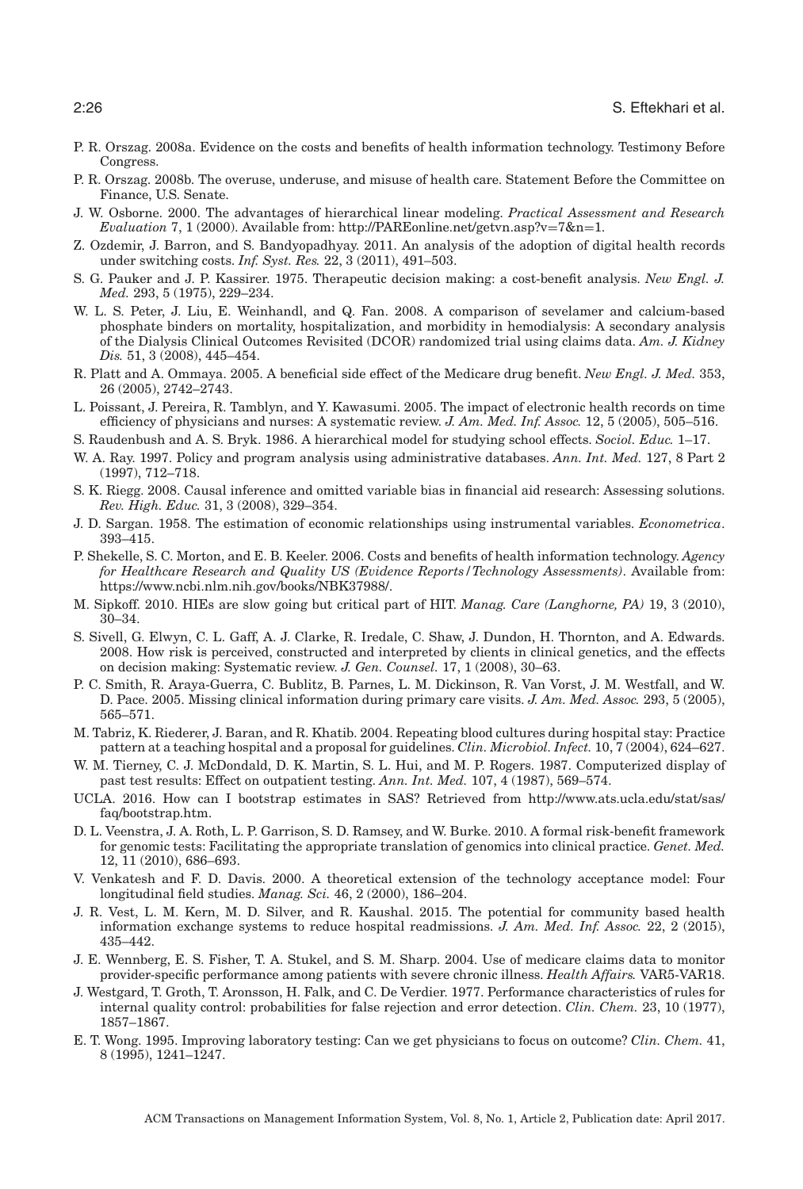P. R. Orszag. 2008a. Evidence on the costs and benefits of health information technology. Testimony Before Congress.

P. R. Orszag. 2008b. The overuse, underuse, and misuse of health care. Statement Before the Committee on Finance, U.S. Senate.

J. W. Osborne. 2000. The advantages of hierarchical linear modeling. *Practical Assessment and Research Evaluation* 7, 1 (2000). Available from: http://PAREonline.net/getvn.asp?v=7&n=1.

Z. Ozdemir, J. Barron, and S. Bandyopadhyay. 2011. An analysis of the adoption of digital health records under switching costs. *Inf. Syst. Res.* 22, 3 (2011), 491–503.

S. G. Pauker and J. P. Kassirer. 1975. Therapeutic decision making: a cost-benefit analysis. *New Engl. J. Med.* 293, 5 (1975), 229–234.

W. L. S. Peter, J. Liu, E. Weinhandl, and Q. Fan. 2008. A comparison of sevelamer and calcium-based phosphate binders on mortality, hospitalization, and morbidity in hemodialysis: A secondary analysis of the Dialysis Clinical Outcomes Revisited (DCOR) randomized trial using claims data. *Am. J. Kidney Dis.* 51, 3 (2008), 445–454.

R. Platt and A. Ommaya. 2005. A beneficial side effect of the Medicare drug benefit. *New Engl. J. Med.* 353, 26 (2005), 2742–2743.

L. Poissant, J. Pereira, R. Tamblyn, and Y. Kawasumi. 2005. The impact of electronic health records on time efficiency of physicians and nurses: A systematic review. *J. Am. Med. Inf. Assoc.* 12, 5 (2005), 505–516.

S. Raudenbush and A. S. Bryk. 1986. A hierarchical model for studying school effects. *Sociol. Educ.* 1–17.

W. A. Ray. 1997. Policy and program analysis using administrative databases. *Ann. Int. Med.* 127, 8 Part 2 (1997), 712–718.

S. K. Riegg. 2008. Causal inference and omitted variable bias in financial aid research: Assessing solutions. *Rev. High. Educ.* 31, 3 (2008), 329–354.

J. D. Sargan. 1958. The estimation of economic relationships using instrumental variables. *Econometrica*. 393–415.

P. Shekelle, S. C. Morton, and E. B. Keeler. 2006. Costs and benefits of health information technology. *Agency for Healthcare Research and Quality US (Evidence Reports/Technology Assessments)*. Available from: https://www.ncbi.nlm.nih.gov/books/NBK37988/.

M. Sipkoff. 2010. HIEs are slow going but critical part of HIT. *Manag. Care (Langhorne, PA)* 19, 3 (2010), 30–34.

S. Sivell, G. Elwyn, C. L. Gaff, A. J. Clarke, R. Iredale, C. Shaw, J. Dundon, H. Thornton, and A. Edwards. 2008. How risk is perceived, constructed and interpreted by clients in clinical genetics, and the effects on decision making: Systematic review. *J. Gen. Counsel.* 17, 1 (2008), 30–63.

P. C. Smith, R. Araya-Guerra, C. Bublitz, B. Parnes, L. M. Dickinson, R. Van Vorst, J. M. Westfall, and W. D. Pace. 2005. Missing clinical information during primary care visits. *J. Am. Med. Assoc.* 293, 5 (2005), 565–571.

M. Tabriz, K. Riederer, J. Baran, and R. Khatib. 2004. Repeating blood cultures during hospital stay: Practice pattern at a teaching hospital and a proposal for guidelines. *Clin. Microbiol. Infect.* 10, 7 (2004), 624–627.

W. M. Tierney, C. J. McDondald, D. K. Martin, S. L. Hui, and M. P. Rogers. 1987. Computerized display of past test results: Effect on outpatient testing. *Ann. Int. Med.* 107, 4 (1987), 569–574.

UCLA. 2016. How can I bootstrap estimates in SAS? Retrieved from http://www.ats.ucla.edu/stat/sas/faq/bootstrap.htm.

D. L. Veenstra, J. A. Roth, L. P. Garrison, S. D. Ramsey, and W. Burke. 2010. A formal risk-benefit framework for genomic tests: Facilitating the appropriate translation of genomics into clinical practice. *Genet. Med.* 12, 11 (2010), 686–693.

V. Venkatesh and F. D. Davis. 2000. A theoretical extension of the technology acceptance model: Four longitudinal field studies. *Manag. Sci.* 46, 2 (2000), 186–204.

J. R. Vest, L. M. Kern, M. D. Silver, and R. Kaushal. 2015. The potential for community based health information exchange systems to reduce hospital readmissions. *J. Am. Med. Inf. Assoc.* 22, 2 (2015), 435–442.

J. E. Wennberg, E. S. Fisher, T. A. Stukel, and S. M. Sharp. 2004. Use of medicare claims data to monitor provider-specific performance among patients with severe chronic illness. *Health Affairs.* VAR5-VAR18.

J. Westgard, T. Groth, T. Aronsson, H. Falk, and C. De Verdier. 1977. Performance characteristics of rules for internal quality control: probabilities for false rejection and error detection. *Clin. Chem.* 23, 10 (1977), 1857–1867.

E. T. Wong. 1995. Improving laboratory testing: Can we get physicians to focus on outcome? *Clin. Chem.* 41, 8 (1995), 1241–1247.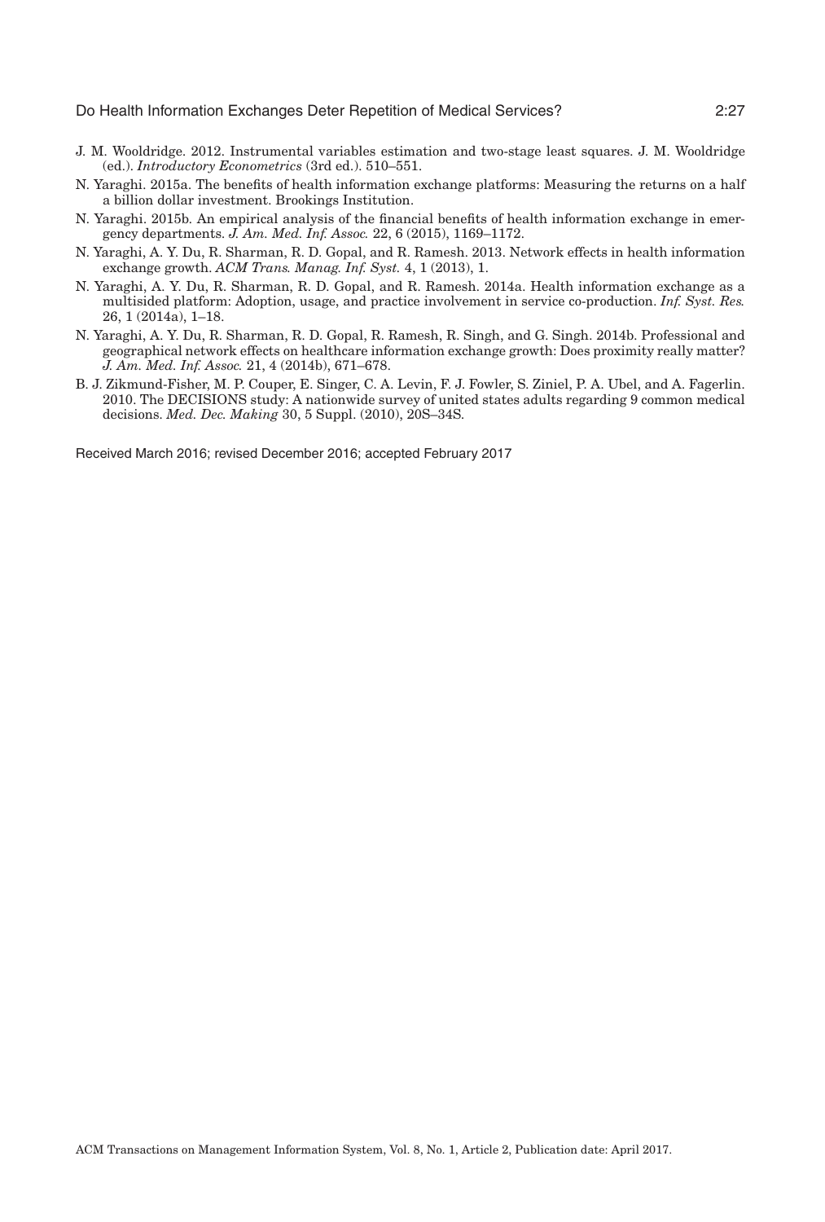J. M. Wooldridge. 2012. Instrumental variables estimation and two-stage least squares. J. M. Wooldridge (ed.). *Introductory Econometrics* (3rd ed.). 510–551.

N. Yaraghi. 2015a. The benefits of health information exchange platforms: Measuring the returns on a half a billion dollar investment. Brookings Institution.

N. Yaraghi. 2015b. An empirical analysis of the financial benefits of health information exchange in emergency departments. *J. Am. Med. Inf. Assoc.* 22, 6 (2015), 1169–1172.

N. Yaraghi, A. Y. Du, R. Sharman, R. D. Gopal, and R. Ramesh. 2013. Network effects in health information exchange growth. *ACM Trans. Manag. Inf. Syst.* 4, 1 (2013), 1.

N. Yaraghi, A. Y. Du, R. Sharman, R. D. Gopal, and R. Ramesh. 2014a. Health information exchange as a multisided platform: Adoption, usage, and practice involvement in service co-production. *Inf. Syst. Res.* 26, 1 (2014a), 1–18.

N. Yaraghi, A. Y. Du, R. Sharman, R. D. Gopal, R. Ramesh, R. Singh, and G. Singh. 2014b. Professional and geographical network effects on healthcare information exchange growth: Does proximity really matter? *J. Am. Med. Inf. Assoc.* 21, 4 (2014b), 671–678.

B. J. Zikmund-Fisher, M. P. Couper, E. Singer, C. A. Levin, F. J. Fowler, S. Ziniel, P. A. Ubel, and A. Fagerlin. 2010. The DECISIONS study: A nationwide survey of united states adults regarding 9 common medical decisions. *Med. Dec. Making* 30, 5 Suppl. (2010), 20S–34S.

Received March 2016; revised December 2016; accepted February 2017